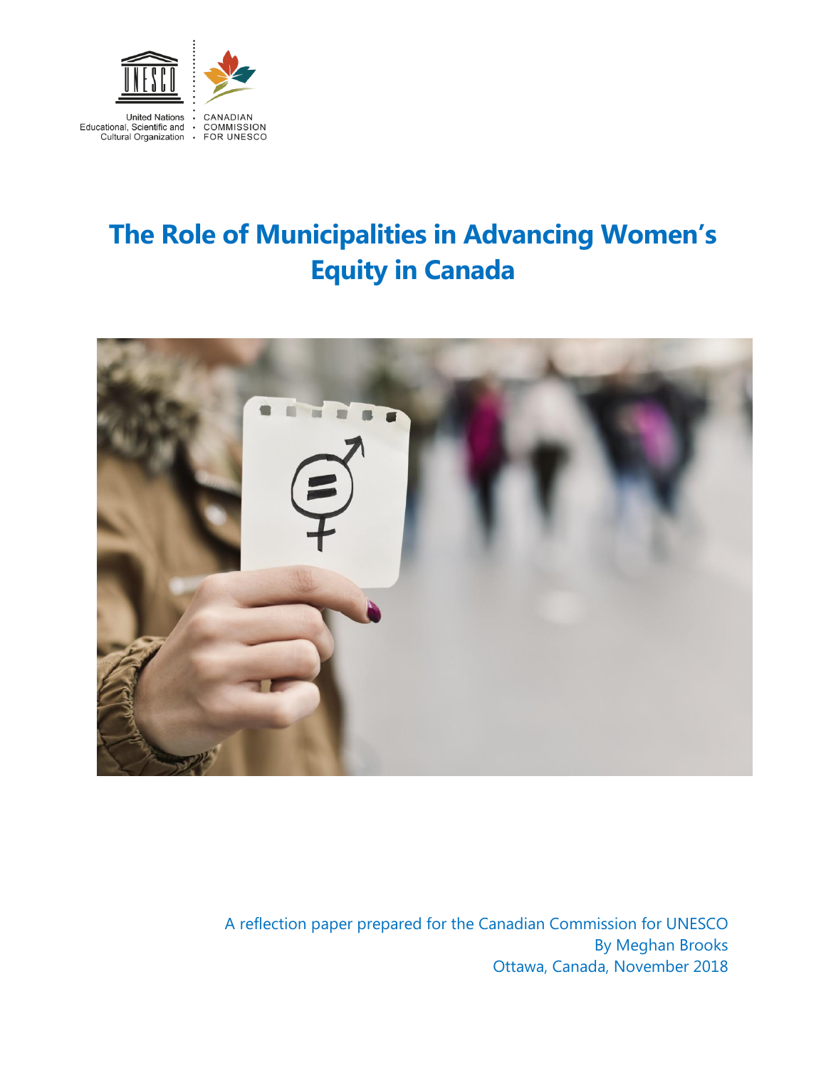United Nations Educational, Scientific and Cultural Organization

CANADIAN COMMISSION FOR UNESCO

# The Role of Municipalities in Advancing Women's Equity in Canada

A reflection paper prepared for the Canadian Commission for UNESCO
By Meghan Brooks
Ottawa, Canada, November 2018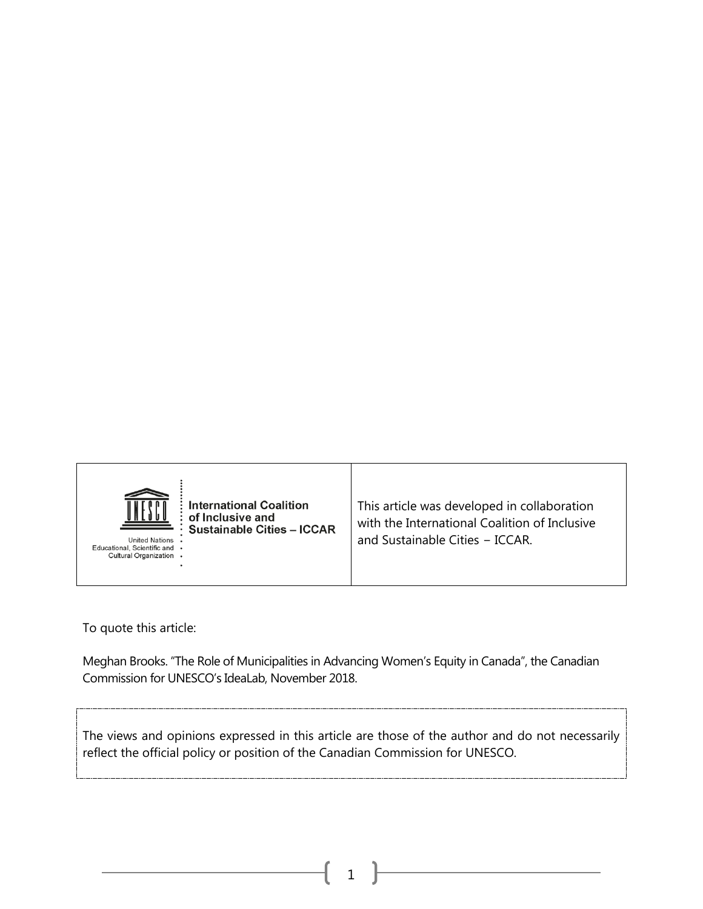| International Coalition of Inclusive and Sustainable Cities – ICCAR | This article was developed in collaboration with the International Coalition of Inclusive and Sustainable Cities – ICCAR. |
|---|---|

To quote this article:

Meghan Brooks. "The Role of Municipalities in Advancing Women's Equity in Canada", the Canadian Commission for UNESCO's IdeaLab, November 2018.

The views and opinions expressed in this article are those of the author and do not necessarily reflect the official policy or position of the Canadian Commission for UNESCO.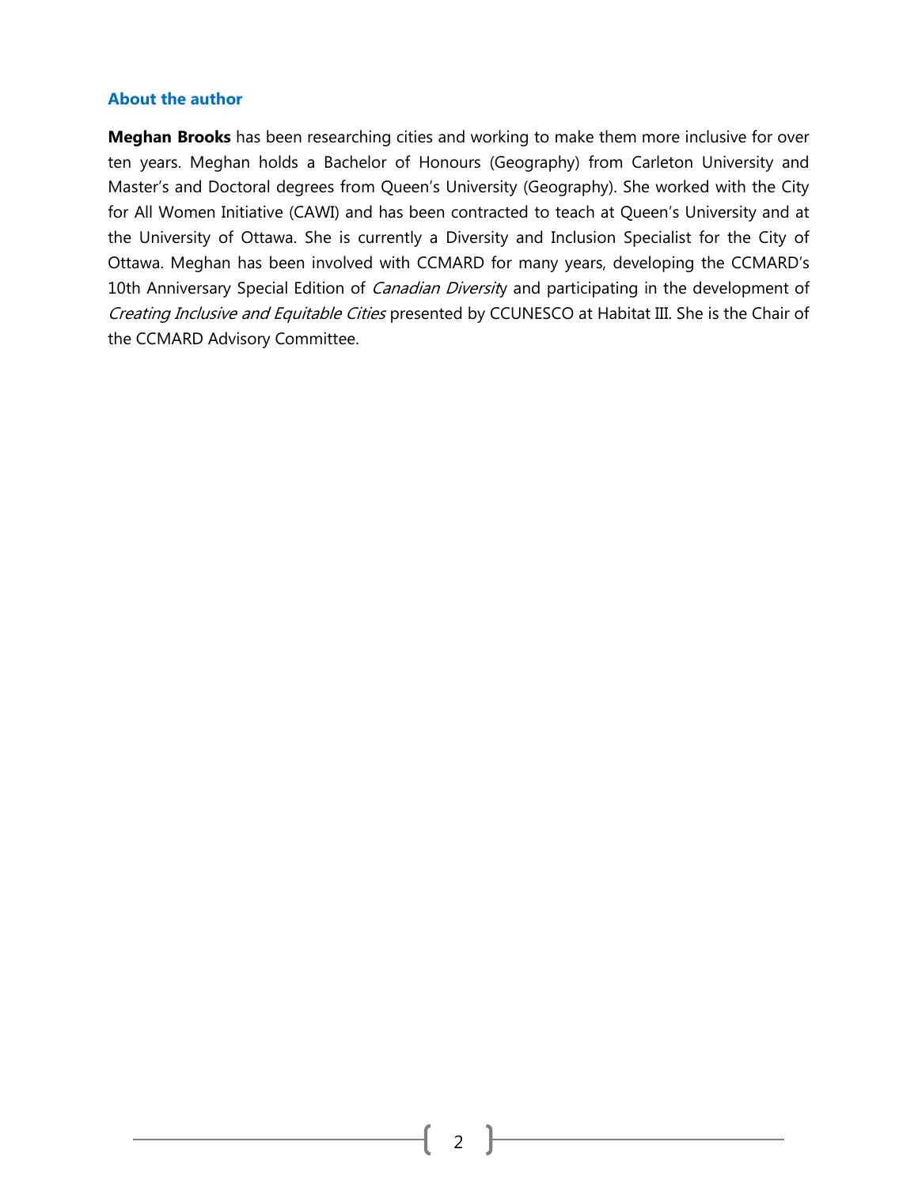### About the author

**Meghan Brooks** has been researching cities and working to make them more inclusive for over ten years. Meghan holds a Bachelor of Honours (Geography) from Carleton University and Master's and Doctoral degrees from Queen's University (Geography). She worked with the City for All Women Initiative (CAWI) and has been contracted to teach at Queen's University and at the University of Ottawa. She is currently a Diversity and Inclusion Specialist for the City of Ottawa. Meghan has been involved with CCMARD for many years, developing the CCMARD's 10th Anniversary Special Edition of *Canadian Diversity* and participating in the development of *Creating Inclusive and Equitable Cities* presented by CCUNESCO at Habitat III. She is the Chair of the CCMARD Advisory Committee.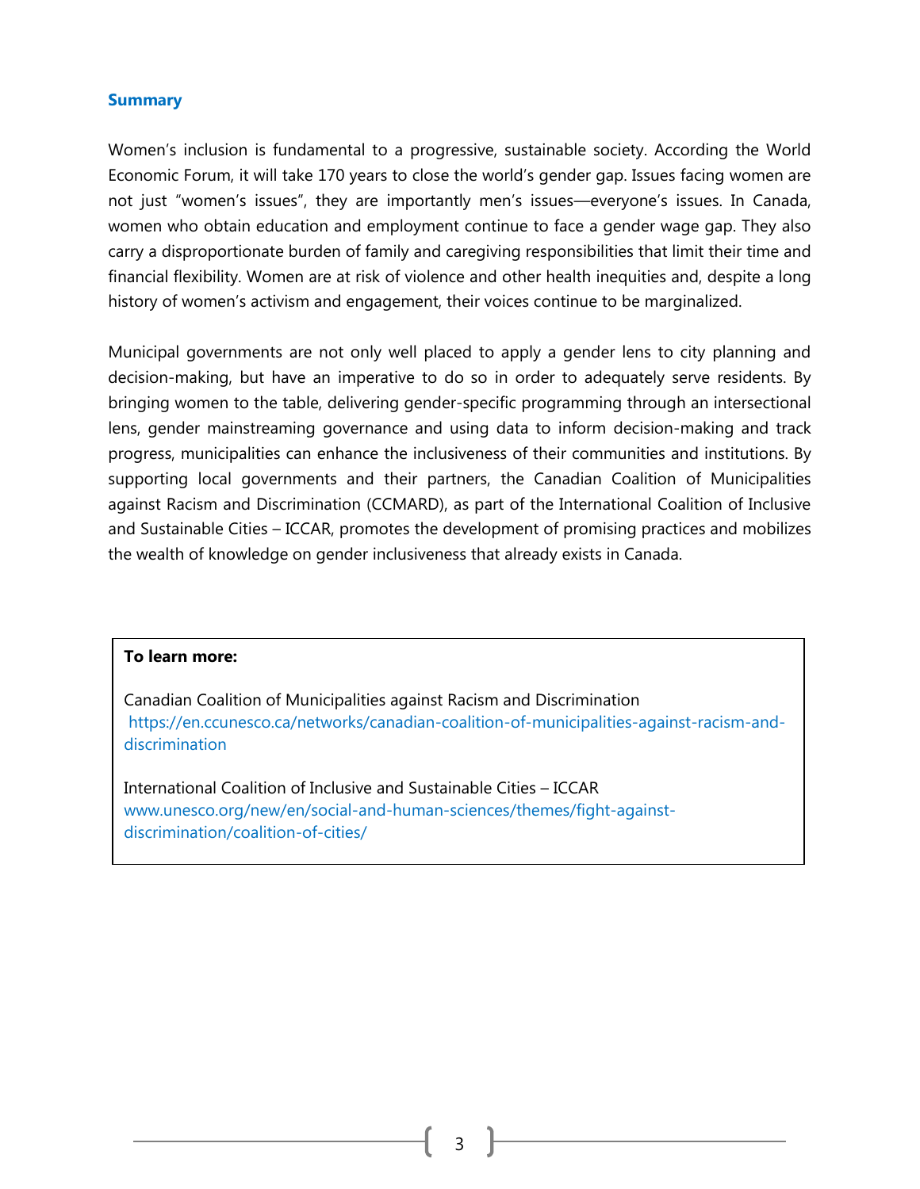## Summary

Women's inclusion is fundamental to a progressive, sustainable society. According the World Economic Forum, it will take 170 years to close the world's gender gap. Issues facing women are not just "women's issues", they are importantly men's issues—everyone's issues. In Canada, women who obtain education and employment continue to face a gender wage gap. They also carry a disproportionate burden of family and caregiving responsibilities that limit their time and financial flexibility. Women are at risk of violence and other health inequities and, despite a long history of women's activism and engagement, their voices continue to be marginalized.

Municipal governments are not only well placed to apply a gender lens to city planning and decision-making, but have an imperative to do so in order to adequately serve residents. By bringing women to the table, delivering gender-specific programming through an intersectional lens, gender mainstreaming governance and using data to inform decision-making and track progress, municipalities can enhance the inclusiveness of their communities and institutions. By supporting local governments and their partners, the Canadian Coalition of Municipalities against Racism and Discrimination (CCMARD), as part of the International Coalition of Inclusive and Sustainable Cities – ICCAR, promotes the development of promising practices and mobilizes the wealth of knowledge on gender inclusiveness that already exists in Canada.

**To learn more:**

Canadian Coalition of Municipalities against Racism and Discrimination
https://en.ccunesco.ca/networks/canadian-coalition-of-municipalities-against-racism-and-discrimination

International Coalition of Inclusive and Sustainable Cities – ICCAR
www.unesco.org/new/en/social-and-human-sciences/themes/fight-against-discrimination/coalition-of-cities/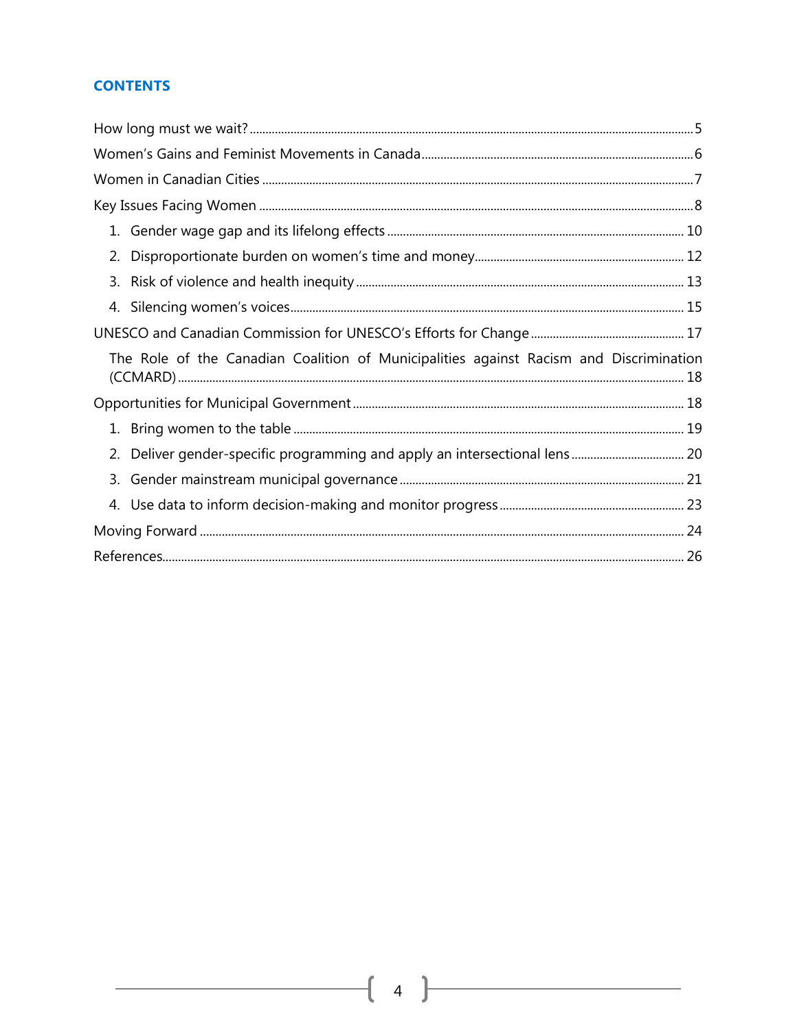## CONTENTS

How long must we wait? ..... 5

Women's Gains and Feminist Movements in Canada ..... 6

Women in Canadian Cities ..... 7

Key Issues Facing Women ..... 8

1. Gender wage gap and its lifelong effects ..... 10
2. Disproportionate burden on women's time and money ..... 12
3. Risk of violence and health inequity ..... 13
4. Silencing women's voices ..... 15

UNESCO and Canadian Commission for UNESCO's Efforts for Change ..... 17

The Role of the Canadian Coalition of Municipalities against Racism and Discrimination (CCMARD) ..... 18

Opportunities for Municipal Government ..... 18

1. Bring women to the table ..... 19
2. Deliver gender-specific programming and apply an intersectional lens ..... 20
3. Gender mainstream municipal governance ..... 21
4. Use data to inform decision-making and monitor progress ..... 23

Moving Forward ..... 24

References ..... 26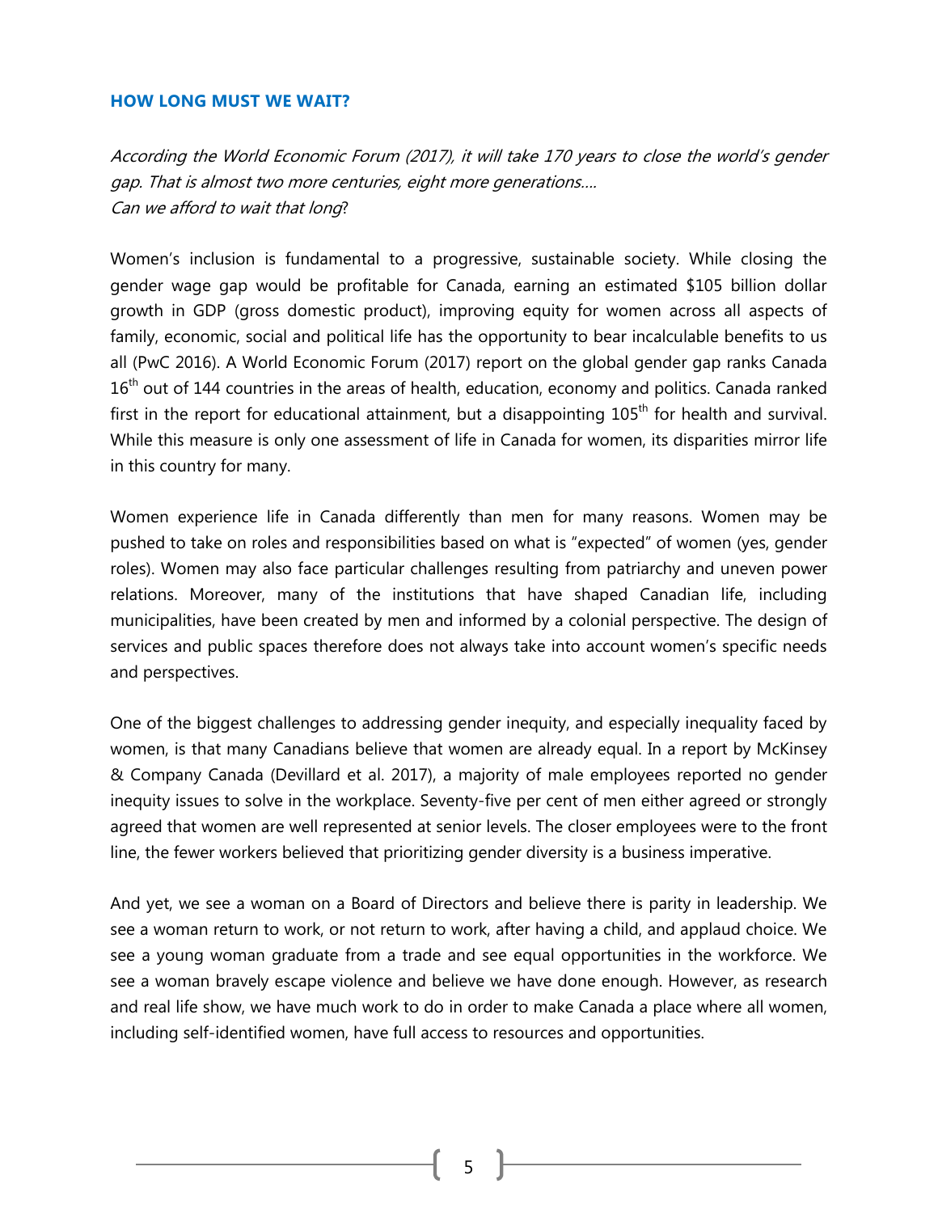## HOW LONG MUST WE WAIT?

*According the World Economic Forum (2017), it will take 170 years to close the world's gender gap. That is almost two more centuries, eight more generations....*
*Can we afford to wait that long?*

Women's inclusion is fundamental to a progressive, sustainable society. While closing the gender wage gap would be profitable for Canada, earning an estimated $105 billion dollar growth in GDP (gross domestic product), improving equity for women across all aspects of family, economic, social and political life has the opportunity to bear incalculable benefits to us all (PwC 2016). A World Economic Forum (2017) report on the global gender gap ranks Canada 16th out of 144 countries in the areas of health, education, economy and politics. Canada ranked first in the report for educational attainment, but a disappointing 105th for health and survival. While this measure is only one assessment of life in Canada for women, its disparities mirror life in this country for many.

Women experience life in Canada differently than men for many reasons. Women may be pushed to take on roles and responsibilities based on what is "expected" of women (yes, gender roles). Women may also face particular challenges resulting from patriarchy and uneven power relations. Moreover, many of the institutions that have shaped Canadian life, including municipalities, have been created by men and informed by a colonial perspective. The design of services and public spaces therefore does not always take into account women's specific needs and perspectives.

One of the biggest challenges to addressing gender inequity, and especially inequality faced by women, is that many Canadians believe that women are already equal. In a report by McKinsey & Company Canada (Devillard et al. 2017), a majority of male employees reported no gender inequity issues to solve in the workplace. Seventy-five per cent of men either agreed or strongly agreed that women are well represented at senior levels. The closer employees were to the front line, the fewer workers believed that prioritizing gender diversity is a business imperative.

And yet, we see a woman on a Board of Directors and believe there is parity in leadership. We see a woman return to work, or not return to work, after having a child, and applaud choice. We see a young woman graduate from a trade and see equal opportunities in the workforce. We see a woman bravely escape violence and believe we have done enough. However, as research and real life show, we have much work to do in order to make Canada a place where all women, including self-identified women, have full access to resources and opportunities.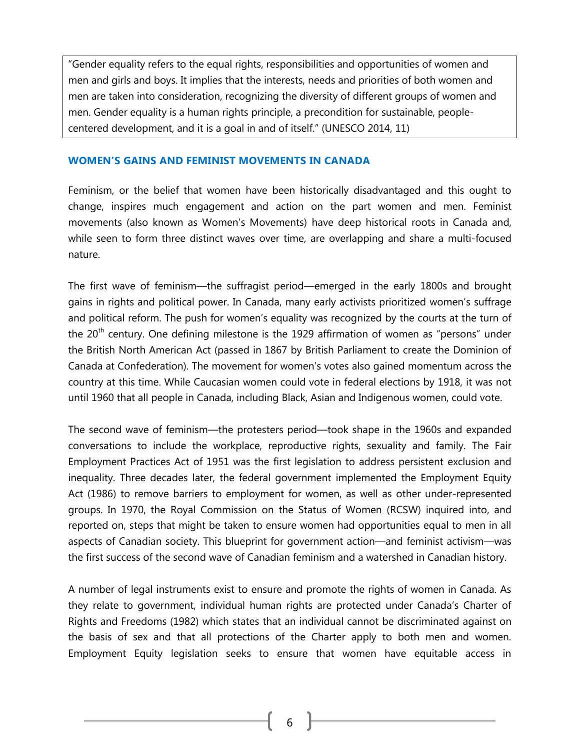> "Gender equality refers to the equal rights, responsibilities and opportunities of women and men and girls and boys. It implies that the interests, needs and priorities of both women and men are taken into consideration, recognizing the diversity of different groups of women and men. Gender equality is a human rights principle, a precondition for sustainable, people-centered development, and it is a goal in and of itself." (UNESCO 2014, 11)

### WOMEN'S GAINS AND FEMINIST MOVEMENTS IN CANADA

Feminism, or the belief that women have been historically disadvantaged and this ought to change, inspires much engagement and action on the part women and men. Feminist movements (also known as Women's Movements) have deep historical roots in Canada and, while seen to form three distinct waves over time, are overlapping and share a multi-focused nature.

The first wave of feminism—the suffragist period—emerged in the early 1800s and brought gains in rights and political power. In Canada, many early activists prioritized women's suffrage and political reform. The push for women's equality was recognized by the courts at the turn of the 20th century. One defining milestone is the 1929 affirmation of women as "persons" under the British North American Act (passed in 1867 by British Parliament to create the Dominion of Canada at Confederation). The movement for women's votes also gained momentum across the country at this time. While Caucasian women could vote in federal elections by 1918, it was not until 1960 that all people in Canada, including Black, Asian and Indigenous women, could vote.

The second wave of feminism—the protesters period—took shape in the 1960s and expanded conversations to include the workplace, reproductive rights, sexuality and family. The Fair Employment Practices Act of 1951 was the first legislation to address persistent exclusion and inequality. Three decades later, the federal government implemented the Employment Equity Act (1986) to remove barriers to employment for women, as well as other under-represented groups. In 1970, the Royal Commission on the Status of Women (RCSW) inquired into, and reported on, steps that might be taken to ensure women had opportunities equal to men in all aspects of Canadian society. This blueprint for government action—and feminist activism—was the first success of the second wave of Canadian feminism and a watershed in Canadian history.

A number of legal instruments exist to ensure and promote the rights of women in Canada. As they relate to government, individual human rights are protected under Canada's Charter of Rights and Freedoms (1982) which states that an individual cannot be discriminated against on the basis of sex and that all protections of the Charter apply to both men and women. Employment Equity legislation seeks to ensure that women have equitable access in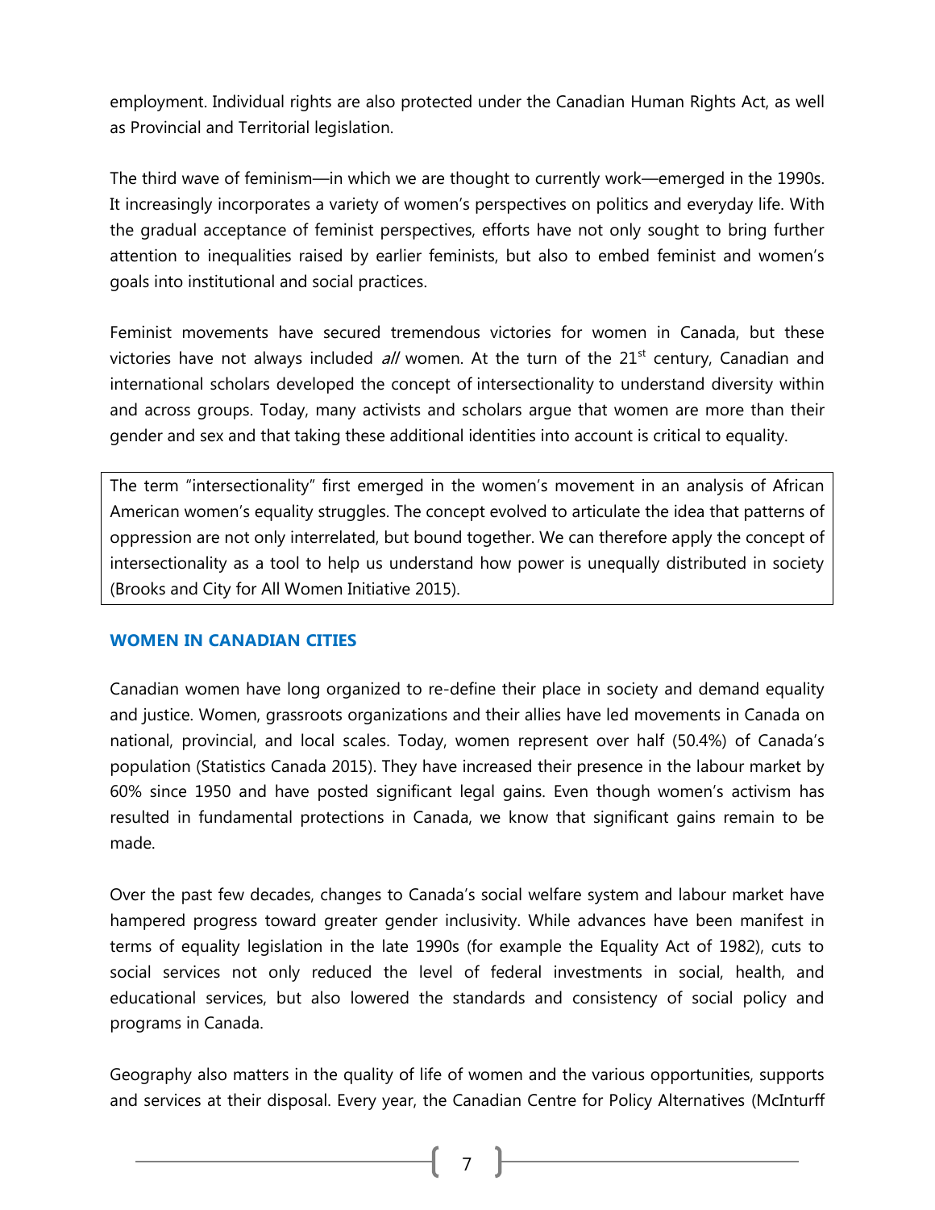employment. Individual rights are also protected under the Canadian Human Rights Act, as well as Provincial and Territorial legislation.

The third wave of feminism—in which we are thought to currently work—emerged in the 1990s. It increasingly incorporates a variety of women's perspectives on politics and everyday life. With the gradual acceptance of feminist perspectives, efforts have not only sought to bring further attention to inequalities raised by earlier feminists, but also to embed feminist and women's goals into institutional and social practices.

Feminist movements have secured tremendous victories for women in Canada, but these victories have not always included *all* women. At the turn of the 21st century, Canadian and international scholars developed the concept of intersectionality to understand diversity within and across groups. Today, many activists and scholars argue that women are more than their gender and sex and that taking these additional identities into account is critical to equality.

> The term "intersectionality" first emerged in the women's movement in an analysis of African American women's equality struggles. The concept evolved to articulate the idea that patterns of oppression are not only interrelated, but bound together. We can therefore apply the concept of intersectionality as a tool to help us understand how power is unequally distributed in society (Brooks and City for All Women Initiative 2015).

## WOMEN IN CANADIAN CITIES

Canadian women have long organized to re-define their place in society and demand equality and justice. Women, grassroots organizations and their allies have led movements in Canada on national, provincial, and local scales. Today, women represent over half (50.4%) of Canada's population (Statistics Canada 2015). They have increased their presence in the labour market by 60% since 1950 and have posted significant legal gains. Even though women's activism has resulted in fundamental protections in Canada, we know that significant gains remain to be made.

Over the past few decades, changes to Canada's social welfare system and labour market have hampered progress toward greater gender inclusivity. While advances have been manifest in terms of equality legislation in the late 1990s (for example the Equality Act of 1982), cuts to social services not only reduced the level of federal investments in social, health, and educational services, but also lowered the standards and consistency of social policy and programs in Canada.

Geography also matters in the quality of life of women and the various opportunities, supports and services at their disposal. Every year, the Canadian Centre for Policy Alternatives (McInturff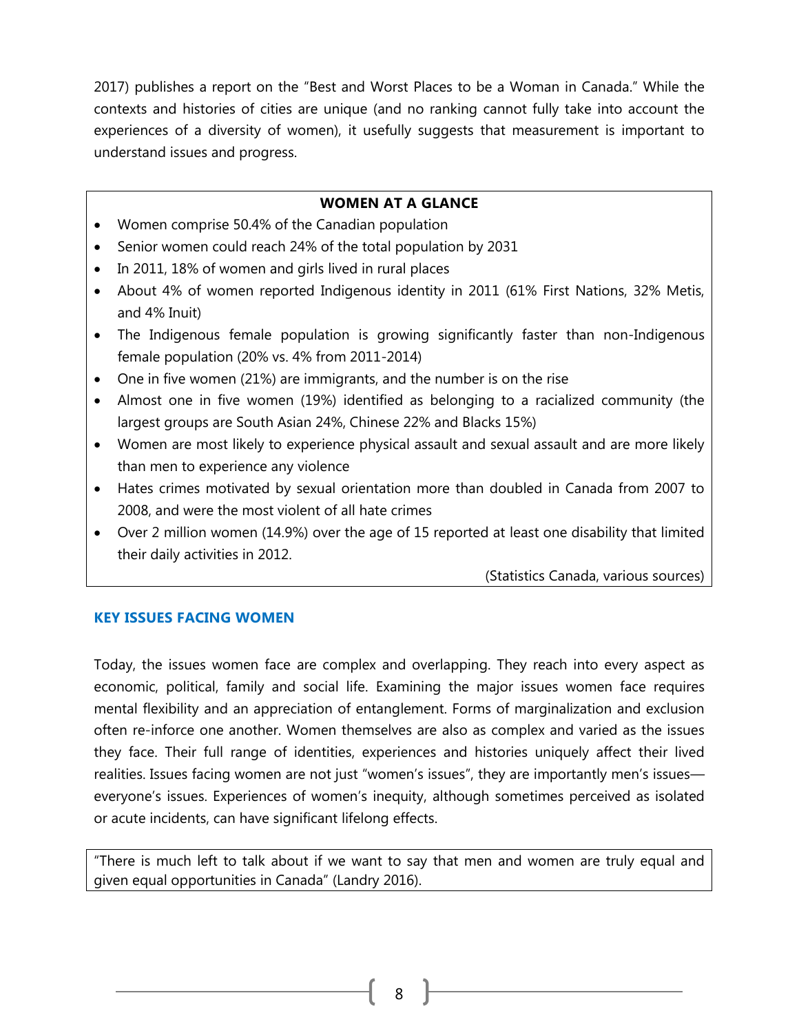2017) publishes a report on the "Best and Worst Places to be a Woman in Canada." While the contexts and histories of cities are unique (and no ranking cannot fully take into account the experiences of a diversity of women), it usefully suggests that measurement is important to understand issues and progress.

**WOMEN AT A GLANCE**

- Women comprise 50.4% of the Canadian population
- Senior women could reach 24% of the total population by 2031
- In 2011, 18% of women and girls lived in rural places
- About 4% of women reported Indigenous identity in 2011 (61% First Nations, 32% Metis, and 4% Inuit)
- The Indigenous female population is growing significantly faster than non-Indigenous female population (20% vs. 4% from 2011-2014)
- One in five women (21%) are immigrants, and the number is on the rise
- Almost one in five women (19%) identified as belonging to a racialized community (the largest groups are South Asian 24%, Chinese 22% and Blacks 15%)
- Women are most likely to experience physical assault and sexual assault and are more likely than men to experience any violence
- Hates crimes motivated by sexual orientation more than doubled in Canada from 2007 to 2008, and were the most violent of all hate crimes
- Over 2 million women (14.9%) over the age of 15 reported at least one disability that limited their daily activities in 2012.

(Statistics Canada, various sources)

## KEY ISSUES FACING WOMEN

Today, the issues women face are complex and overlapping. They reach into every aspect as economic, political, family and social life. Examining the major issues women face requires mental flexibility and an appreciation of entanglement. Forms of marginalization and exclusion often re-inforce one another. Women themselves are also as complex and varied as the issues they face. Their full range of identities, experiences and histories uniquely affect their lived realities. Issues facing women are not just "women's issues", they are importantly men's issues—everyone's issues. Experiences of women's inequity, although sometimes perceived as isolated or acute incidents, can have significant lifelong effects.

"There is much left to talk about if we want to say that men and women are truly equal and given equal opportunities in Canada" (Landry 2016).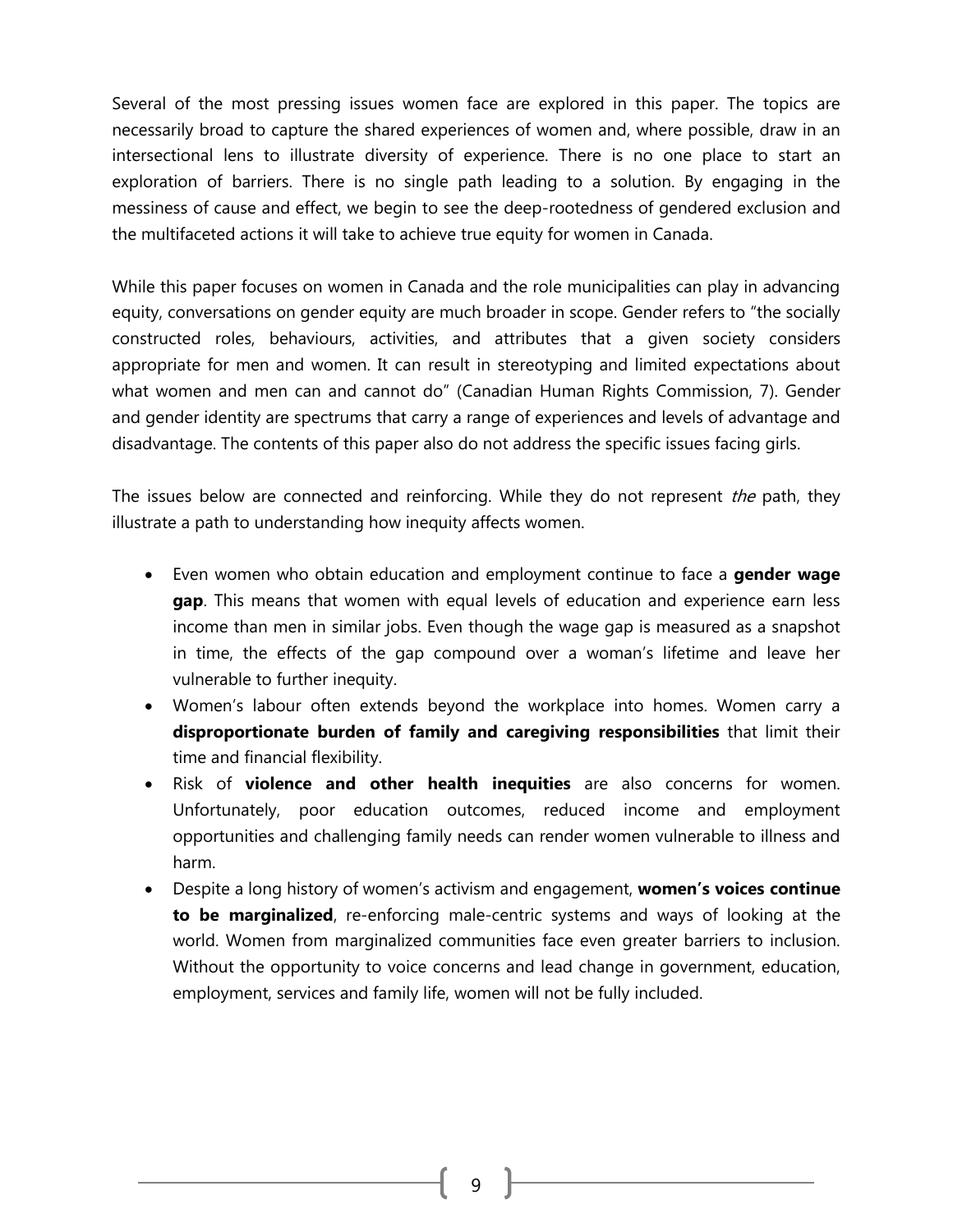Several of the most pressing issues women face are explored in this paper. The topics are necessarily broad to capture the shared experiences of women and, where possible, draw in an intersectional lens to illustrate diversity of experience. There is no one place to start an exploration of barriers. There is no single path leading to a solution. By engaging in the messiness of cause and effect, we begin to see the deep-rootedness of gendered exclusion and the multifaceted actions it will take to achieve true equity for women in Canada.

While this paper focuses on women in Canada and the role municipalities can play in advancing equity, conversations on gender equity are much broader in scope. Gender refers to "the socially constructed roles, behaviours, activities, and attributes that a given society considers appropriate for men and women. It can result in stereotyping and limited expectations about what women and men can and cannot do" (Canadian Human Rights Commission, 7). Gender and gender identity are spectrums that carry a range of experiences and levels of advantage and disadvantage. The contents of this paper also do not address the specific issues facing girls.

The issues below are connected and reinforcing. While they do not represent *the* path, they illustrate a path to understanding how inequity affects women.

- Even women who obtain education and employment continue to face a **gender wage gap**. This means that women with equal levels of education and experience earn less income than men in similar jobs. Even though the wage gap is measured as a snapshot in time, the effects of the gap compound over a woman's lifetime and leave her vulnerable to further inequity.
- Women's labour often extends beyond the workplace into homes. Women carry a **disproportionate burden of family and caregiving responsibilities** that limit their time and financial flexibility.
- Risk of **violence and other health inequities** are also concerns for women. Unfortunately, poor education outcomes, reduced income and employment opportunities and challenging family needs can render women vulnerable to illness and harm.
- Despite a long history of women's activism and engagement, **women's voices continue to be marginalized**, re-enforcing male-centric systems and ways of looking at the world. Women from marginalized communities face even greater barriers to inclusion. Without the opportunity to voice concerns and lead change in government, education, employment, services and family life, women will not be fully included.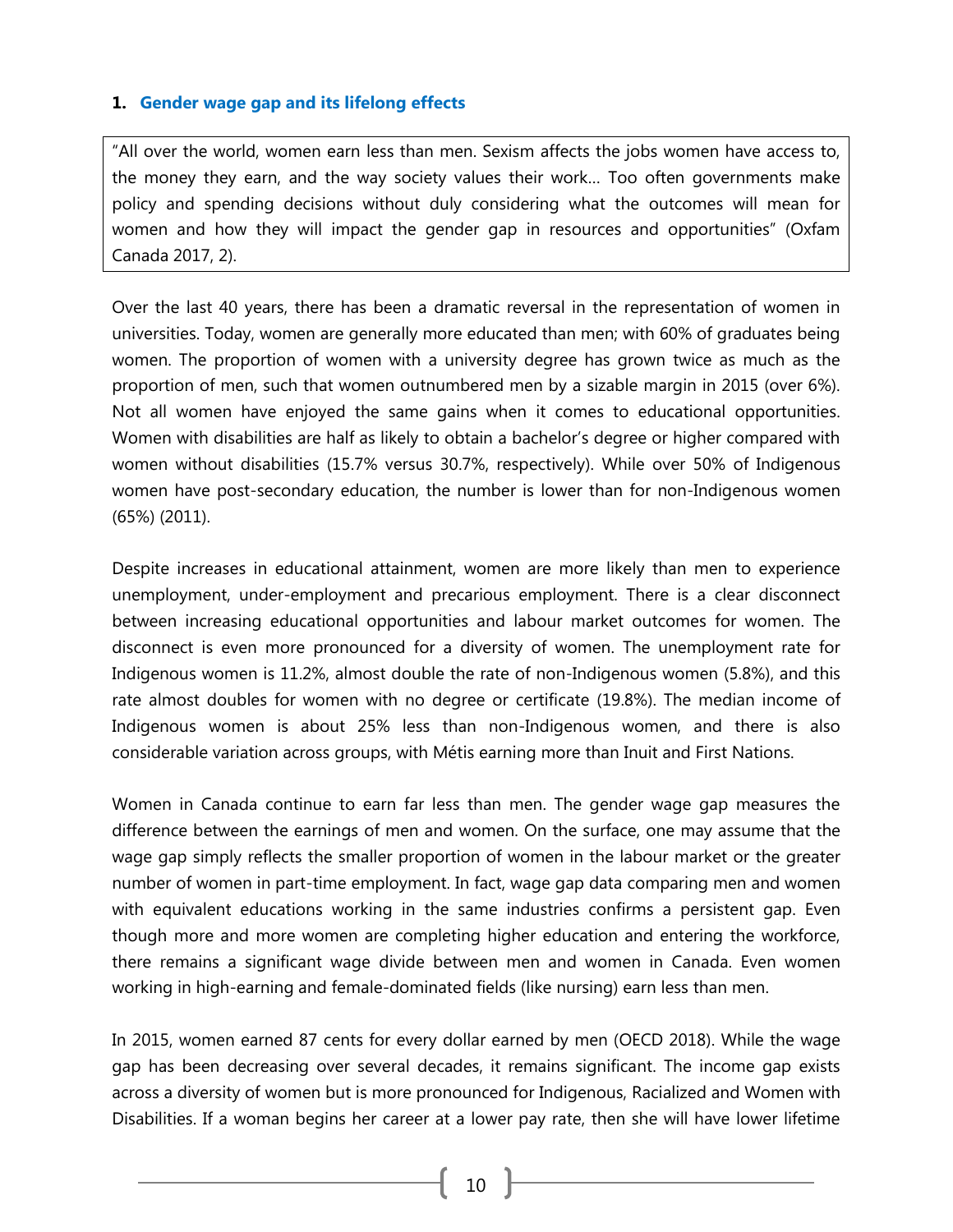## 1. Gender wage gap and its lifelong effects

> "All over the world, women earn less than men. Sexism affects the jobs women have access to, the money they earn, and the way society values their work… Too often governments make policy and spending decisions without duly considering what the outcomes will mean for women and how they will impact the gender gap in resources and opportunities" (Oxfam Canada 2017, 2).

Over the last 40 years, there has been a dramatic reversal in the representation of women in universities. Today, women are generally more educated than men; with 60% of graduates being women. The proportion of women with a university degree has grown twice as much as the proportion of men, such that women outnumbered men by a sizable margin in 2015 (over 6%). Not all women have enjoyed the same gains when it comes to educational opportunities. Women with disabilities are half as likely to obtain a bachelor's degree or higher compared with women without disabilities (15.7% versus 30.7%, respectively). While over 50% of Indigenous women have post-secondary education, the number is lower than for non-Indigenous women (65%) (2011).

Despite increases in educational attainment, women are more likely than men to experience unemployment, under-employment and precarious employment. There is a clear disconnect between increasing educational opportunities and labour market outcomes for women. The disconnect is even more pronounced for a diversity of women. The unemployment rate for Indigenous women is 11.2%, almost double the rate of non-Indigenous women (5.8%), and this rate almost doubles for women with no degree or certificate (19.8%). The median income of Indigenous women is about 25% less than non-Indigenous women, and there is also considerable variation across groups, with Métis earning more than Inuit and First Nations.

Women in Canada continue to earn far less than men. The gender wage gap measures the difference between the earnings of men and women. On the surface, one may assume that the wage gap simply reflects the smaller proportion of women in the labour market or the greater number of women in part-time employment. In fact, wage gap data comparing men and women with equivalent educations working in the same industries confirms a persistent gap. Even though more and more women are completing higher education and entering the workforce, there remains a significant wage divide between men and women in Canada. Even women working in high-earning and female-dominated fields (like nursing) earn less than men.

In 2015, women earned 87 cents for every dollar earned by men (OECD 2018). While the wage gap has been decreasing over several decades, it remains significant. The income gap exists across a diversity of women but is more pronounced for Indigenous, Racialized and Women with Disabilities. If a woman begins her career at a lower pay rate, then she will have lower lifetime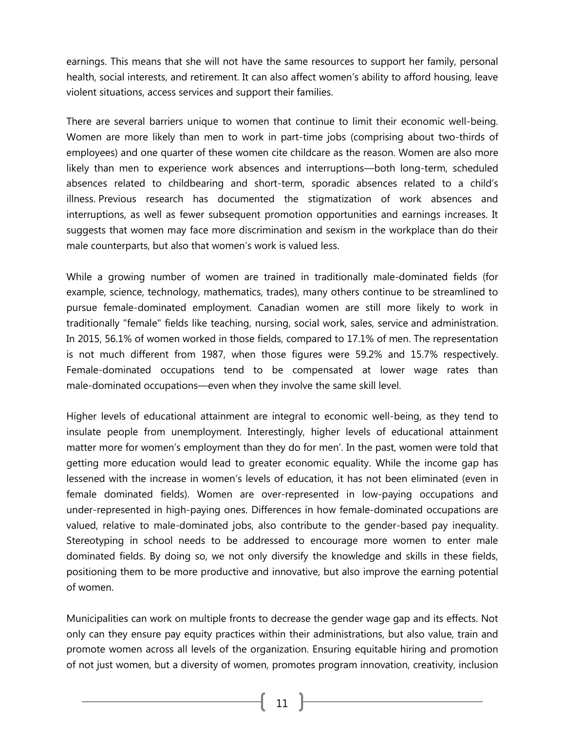earnings. This means that she will not have the same resources to support her family, personal health, social interests, and retirement. It can also affect women's ability to afford housing, leave violent situations, access services and support their families.

There are several barriers unique to women that continue to limit their economic well-being. Women are more likely than men to work in part-time jobs (comprising about two-thirds of employees) and one quarter of these women cite childcare as the reason. Women are also more likely than men to experience work absences and interruptions—both long-term, scheduled absences related to childbearing and short-term, sporadic absences related to a child's illness. Previous research has documented the stigmatization of work absences and interruptions, as well as fewer subsequent promotion opportunities and earnings increases. It suggests that women may face more discrimination and sexism in the workplace than do their male counterparts, but also that women's work is valued less.

While a growing number of women are trained in traditionally male-dominated fields (for example, science, technology, mathematics, trades), many others continue to be streamlined to pursue female-dominated employment. Canadian women are still more likely to work in traditionally "female" fields like teaching, nursing, social work, sales, service and administration. In 2015, 56.1% of women worked in those fields, compared to 17.1% of men. The representation is not much different from 1987, when those figures were 59.2% and 15.7% respectively. Female-dominated occupations tend to be compensated at lower wage rates than male-dominated occupations—even when they involve the same skill level.

Higher levels of educational attainment are integral to economic well-being, as they tend to insulate people from unemployment. Interestingly, higher levels of educational attainment matter more for women's employment than they do for men'. In the past, women were told that getting more education would lead to greater economic equality. While the income gap has lessened with the increase in women's levels of education, it has not been eliminated (even in female dominated fields). Women are over-represented in low-paying occupations and under-represented in high-paying ones. Differences in how female-dominated occupations are valued, relative to male-dominated jobs, also contribute to the gender-based pay inequality. Stereotyping in school needs to be addressed to encourage more women to enter male dominated fields. By doing so, we not only diversify the knowledge and skills in these fields, positioning them to be more productive and innovative, but also improve the earning potential of women.

Municipalities can work on multiple fronts to decrease the gender wage gap and its effects. Not only can they ensure pay equity practices within their administrations, but also value, train and promote women across all levels of the organization. Ensuring equitable hiring and promotion of not just women, but a diversity of women, promotes program innovation, creativity, inclusion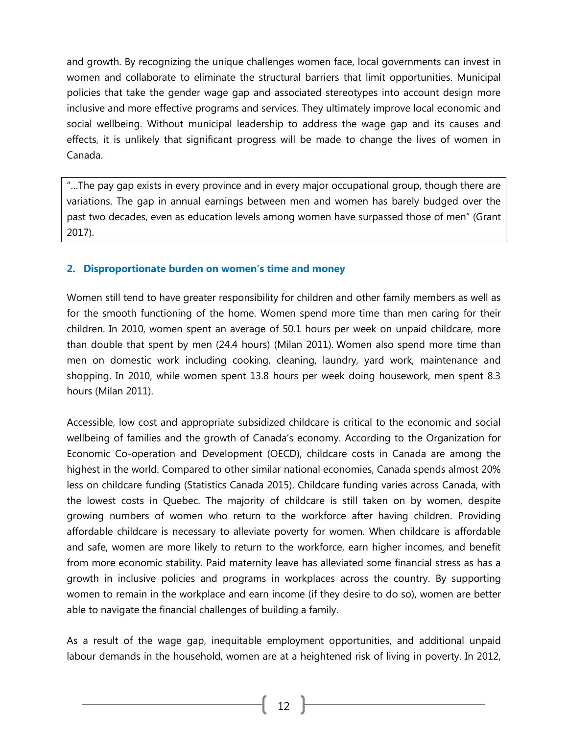and growth. By recognizing the unique challenges women face, local governments can invest in women and collaborate to eliminate the structural barriers that limit opportunities. Municipal policies that take the gender wage gap and associated stereotypes into account design more inclusive and more effective programs and services. They ultimately improve local economic and social wellbeing. Without municipal leadership to address the wage gap and its causes and effects, it is unlikely that significant progress will be made to change the lives of women in Canada.

> "...The pay gap exists in every province and in every major occupational group, though there are variations. The gap in annual earnings between men and women has barely budged over the past two decades, even as education levels among women have surpassed those of men" (Grant 2017).

### 2. Disproportionate burden on women's time and money

Women still tend to have greater responsibility for children and other family members as well as for the smooth functioning of the home. Women spend more time than men caring for their children. In 2010, women spent an average of 50.1 hours per week on unpaid childcare, more than double that spent by men (24.4 hours) (Milan 2011). Women also spend more time than men on domestic work including cooking, cleaning, laundry, yard work, maintenance and shopping. In 2010, while women spent 13.8 hours per week doing housework, men spent 8.3 hours (Milan 2011).

Accessible, low cost and appropriate subsidized childcare is critical to the economic and social wellbeing of families and the growth of Canada's economy. According to the Organization for Economic Co-operation and Development (OECD), childcare costs in Canada are among the highest in the world. Compared to other similar national economies, Canada spends almost 20% less on childcare funding (Statistics Canada 2015). Childcare funding varies across Canada, with the lowest costs in Quebec. The majority of childcare is still taken on by women, despite growing numbers of women who return to the workforce after having children. Providing affordable childcare is necessary to alleviate poverty for women. When childcare is affordable and safe, women are more likely to return to the workforce, earn higher incomes, and benefit from more economic stability. Paid maternity leave has alleviated some financial stress as has a growth in inclusive policies and programs in workplaces across the country. By supporting women to remain in the workplace and earn income (if they desire to do so), women are better able to navigate the financial challenges of building a family.

As a result of the wage gap, inequitable employment opportunities, and additional unpaid labour demands in the household, women are at a heightened risk of living in poverty. In 2012,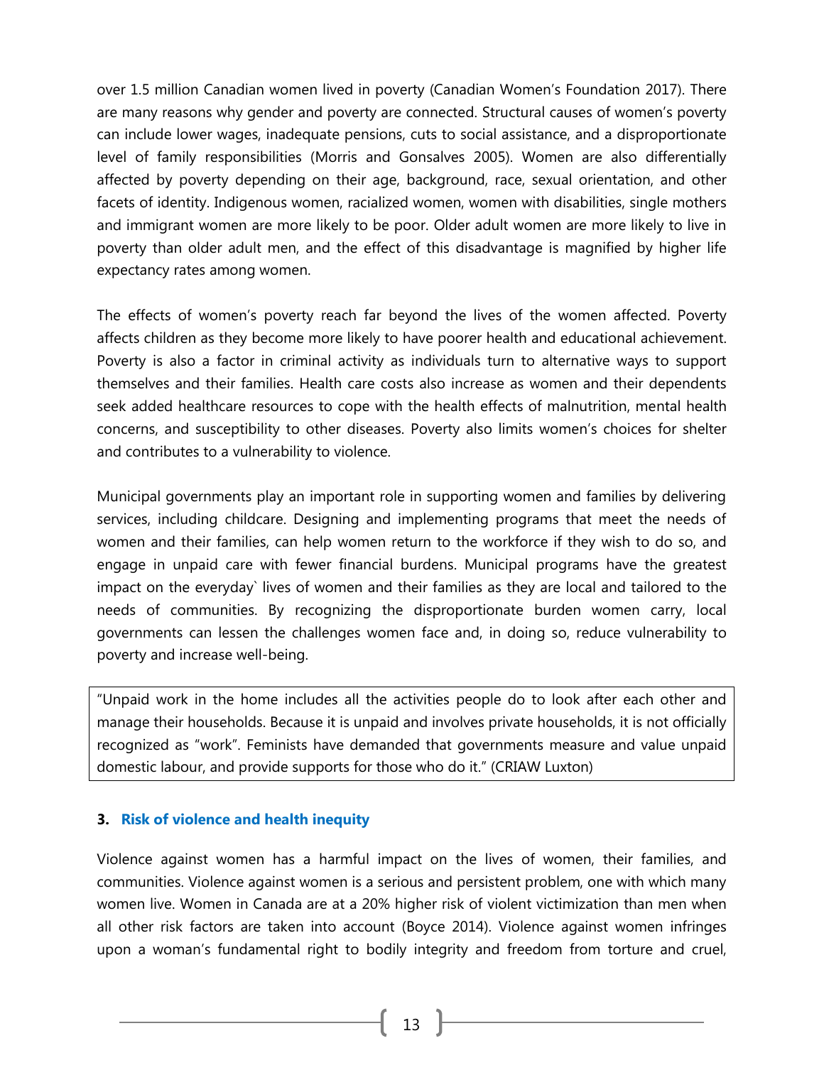over 1.5 million Canadian women lived in poverty (Canadian Women's Foundation 2017). There are many reasons why gender and poverty are connected. Structural causes of women's poverty can include lower wages, inadequate pensions, cuts to social assistance, and a disproportionate level of family responsibilities (Morris and Gonsalves 2005). Women are also differentially affected by poverty depending on their age, background, race, sexual orientation, and other facets of identity. Indigenous women, racialized women, women with disabilities, single mothers and immigrant women are more likely to be poor. Older adult women are more likely to live in poverty than older adult men, and the effect of this disadvantage is magnified by higher life expectancy rates among women.

The effects of women's poverty reach far beyond the lives of the women affected. Poverty affects children as they become more likely to have poorer health and educational achievement. Poverty is also a factor in criminal activity as individuals turn to alternative ways to support themselves and their families. Health care costs also increase as women and their dependents seek added healthcare resources to cope with the health effects of malnutrition, mental health concerns, and susceptibility to other diseases. Poverty also limits women's choices for shelter and contributes to a vulnerability to violence.

Municipal governments play an important role in supporting women and families by delivering services, including childcare. Designing and implementing programs that meet the needs of women and their families, can help women return to the workforce if they wish to do so, and engage in unpaid care with fewer financial burdens. Municipal programs have the greatest impact on the everyday` lives of women and their families as they are local and tailored to the needs of communities. By recognizing the disproportionate burden women carry, local governments can lessen the challenges women face and, in doing so, reduce vulnerability to poverty and increase well-being.

> "Unpaid work in the home includes all the activities people do to look after each other and manage their households. Because it is unpaid and involves private households, it is not officially recognized as "work". Feminists have demanded that governments measure and value unpaid domestic labour, and provide supports for those who do it." (CRIAW Luxton)

### 3. Risk of violence and health inequity

Violence against women has a harmful impact on the lives of women, their families, and communities. Violence against women is a serious and persistent problem, one with which many women live. Women in Canada are at a 20% higher risk of violent victimization than men when all other risk factors are taken into account (Boyce 2014). Violence against women infringes upon a woman's fundamental right to bodily integrity and freedom from torture and cruel,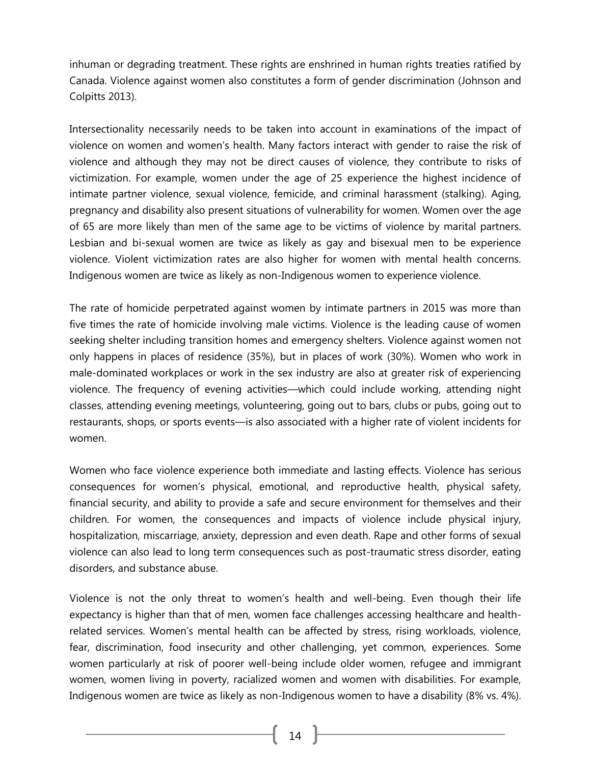inhuman or degrading treatment. These rights are enshrined in human rights treaties ratified by Canada. Violence against women also constitutes a form of gender discrimination (Johnson and Colpitts 2013).

Intersectionality necessarily needs to be taken into account in examinations of the impact of violence on women and women's health. Many factors interact with gender to raise the risk of violence and although they may not be direct causes of violence, they contribute to risks of victimization. For example, women under the age of 25 experience the highest incidence of intimate partner violence, sexual violence, femicide, and criminal harassment (stalking). Aging, pregnancy and disability also present situations of vulnerability for women. Women over the age of 65 are more likely than men of the same age to be victims of violence by marital partners. Lesbian and bi-sexual women are twice as likely as gay and bisexual men to be experience violence. Violent victimization rates are also higher for women with mental health concerns. Indigenous women are twice as likely as non-Indigenous women to experience violence.

The rate of homicide perpetrated against women by intimate partners in 2015 was more than five times the rate of homicide involving male victims. Violence is the leading cause of women seeking shelter including transition homes and emergency shelters. Violence against women not only happens in places of residence (35%), but in places of work (30%). Women who work in male-dominated workplaces or work in the sex industry are also at greater risk of experiencing violence. The frequency of evening activities—which could include working, attending night classes, attending evening meetings, volunteering, going out to bars, clubs or pubs, going out to restaurants, shops, or sports events—is also associated with a higher rate of violent incidents for women.

Women who face violence experience both immediate and lasting effects. Violence has serious consequences for women's physical, emotional, and reproductive health, physical safety, financial security, and ability to provide a safe and secure environment for themselves and their children. For women, the consequences and impacts of violence include physical injury, hospitalization, miscarriage, anxiety, depression and even death. Rape and other forms of sexual violence can also lead to long term consequences such as post-traumatic stress disorder, eating disorders, and substance abuse.

Violence is not the only threat to women's health and well-being. Even though their life expectancy is higher than that of men, women face challenges accessing healthcare and health-related services. Women's mental health can be affected by stress, rising workloads, violence, fear, discrimination, food insecurity and other challenging, yet common, experiences. Some women particularly at risk of poorer well-being include older women, refugee and immigrant women, women living in poverty, racialized women and women with disabilities. For example, Indigenous women are twice as likely as non-Indigenous women to have a disability (8% vs. 4%).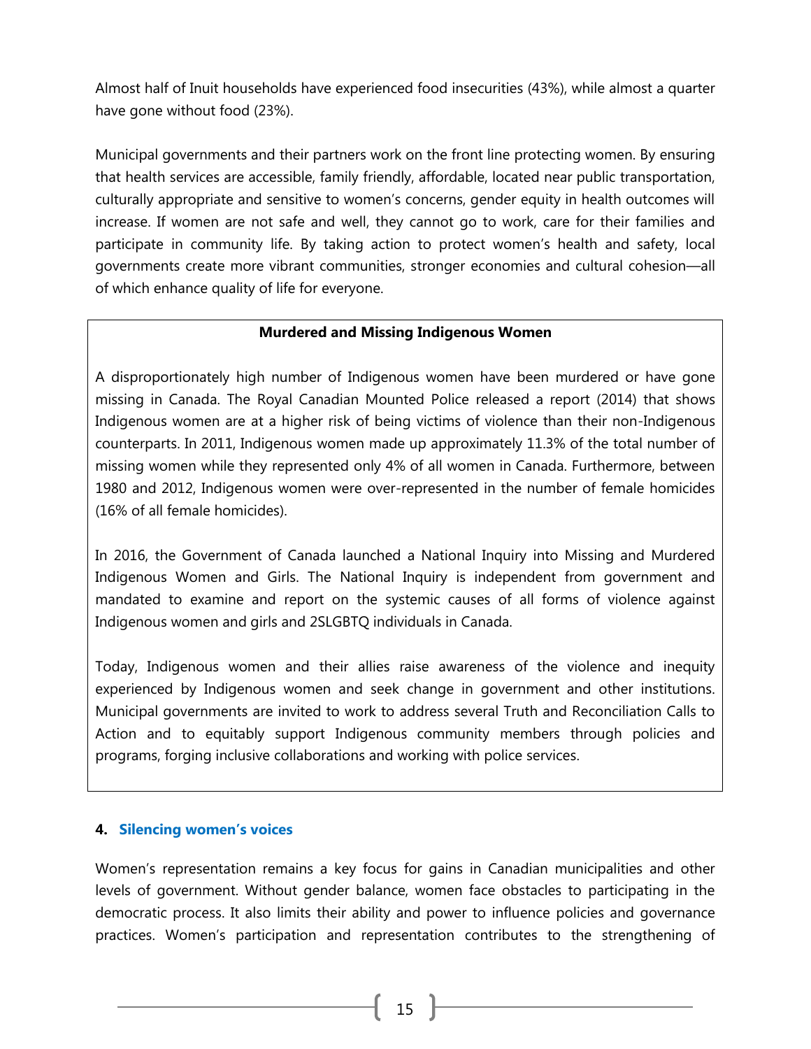Almost half of Inuit households have experienced food insecurities (43%), while almost a quarter have gone without food (23%).

Municipal governments and their partners work on the front line protecting women. By ensuring that health services are accessible, family friendly, affordable, located near public transportation, culturally appropriate and sensitive to women's concerns, gender equity in health outcomes will increase. If women are not safe and well, they cannot go to work, care for their families and participate in community life. By taking action to protect women's health and safety, local governments create more vibrant communities, stronger economies and cultural cohesion—all of which enhance quality of life for everyone.

**Murdered and Missing Indigenous Women**

A disproportionately high number of Indigenous women have been murdered or have gone missing in Canada. The Royal Canadian Mounted Police released a report (2014) that shows Indigenous women are at a higher risk of being victims of violence than their non-Indigenous counterparts. In 2011, Indigenous women made up approximately 11.3% of the total number of missing women while they represented only 4% of all women in Canada. Furthermore, between 1980 and 2012, Indigenous women were over-represented in the number of female homicides (16% of all female homicides).

In 2016, the Government of Canada launched a National Inquiry into Missing and Murdered Indigenous Women and Girls. The National Inquiry is independent from government and mandated to examine and report on the systemic causes of all forms of violence against Indigenous women and girls and 2SLGBTQ individuals in Canada.

Today, Indigenous women and their allies raise awareness of the violence and inequity experienced by Indigenous women and seek change in government and other institutions. Municipal governments are invited to work to address several Truth and Reconciliation Calls to Action and to equitably support Indigenous community members through policies and programs, forging inclusive collaborations and working with police services.

### 4. Silencing women's voices

Women's representation remains a key focus for gains in Canadian municipalities and other levels of government. Without gender balance, women face obstacles to participating in the democratic process. It also limits their ability and power to influence policies and governance practices. Women's participation and representation contributes to the strengthening of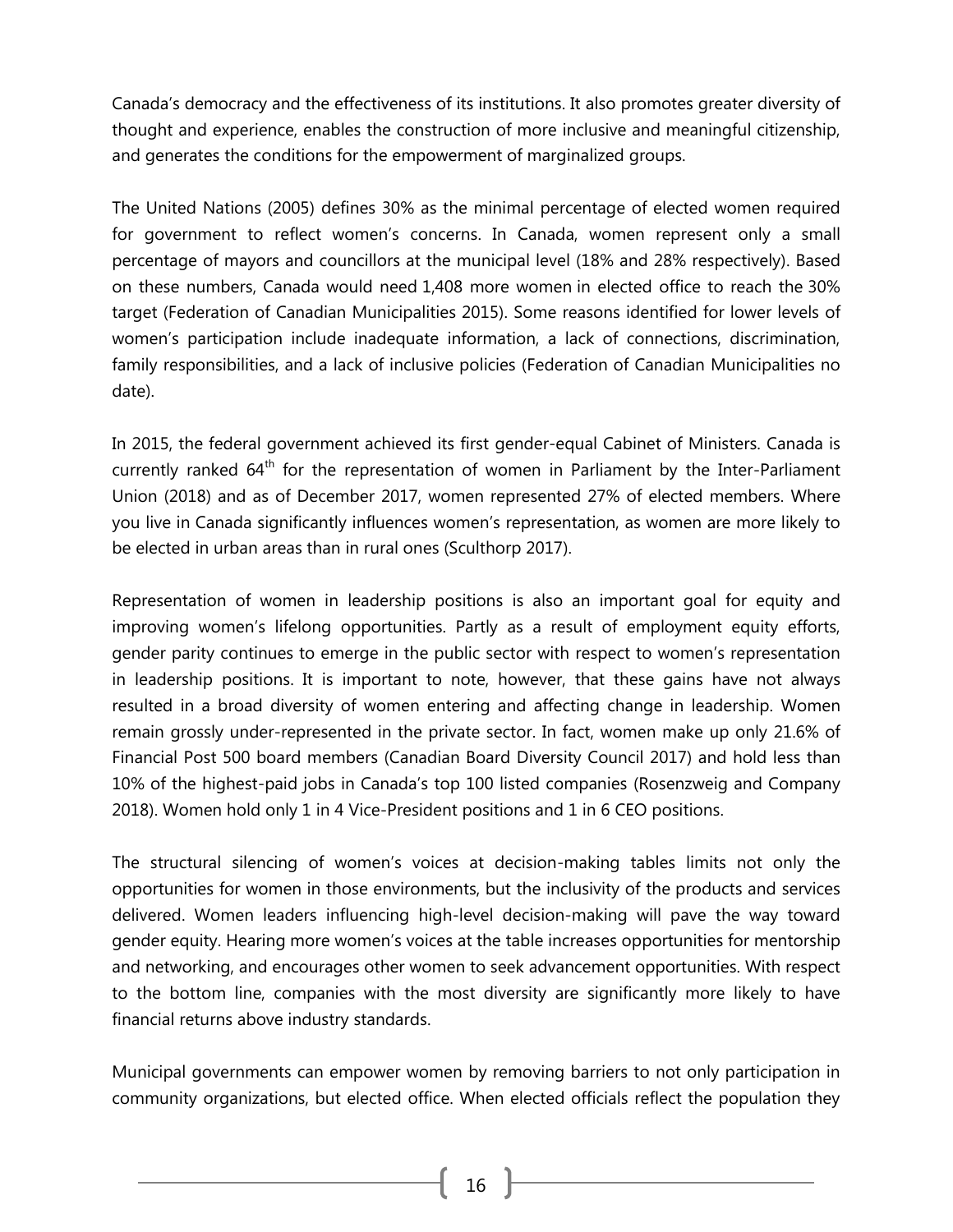Canada's democracy and the effectiveness of its institutions. It also promotes greater diversity of thought and experience, enables the construction of more inclusive and meaningful citizenship, and generates the conditions for the empowerment of marginalized groups.

The United Nations (2005) defines 30% as the minimal percentage of elected women required for government to reflect women's concerns. In Canada, women represent only a small percentage of mayors and councillors at the municipal level (18% and 28% respectively). Based on these numbers, Canada would need 1,408 more women in elected office to reach the 30% target (Federation of Canadian Municipalities 2015). Some reasons identified for lower levels of women's participation include inadequate information, a lack of connections, discrimination, family responsibilities, and a lack of inclusive policies (Federation of Canadian Municipalities no date).

In 2015, the federal government achieved its first gender-equal Cabinet of Ministers. Canada is currently ranked 64th for the representation of women in Parliament by the Inter-Parliament Union (2018) and as of December 2017, women represented 27% of elected members. Where you live in Canada significantly influences women's representation, as women are more likely to be elected in urban areas than in rural ones (Sculthorp 2017).

Representation of women in leadership positions is also an important goal for equity and improving women's lifelong opportunities. Partly as a result of employment equity efforts, gender parity continues to emerge in the public sector with respect to women's representation in leadership positions. It is important to note, however, that these gains have not always resulted in a broad diversity of women entering and affecting change in leadership. Women remain grossly under-represented in the private sector. In fact, women make up only 21.6% of Financial Post 500 board members (Canadian Board Diversity Council 2017) and hold less than 10% of the highest-paid jobs in Canada's top 100 listed companies (Rosenzweig and Company 2018). Women hold only 1 in 4 Vice-President positions and 1 in 6 CEO positions.

The structural silencing of women's voices at decision-making tables limits not only the opportunities for women in those environments, but the inclusivity of the products and services delivered. Women leaders influencing high-level decision-making will pave the way toward gender equity. Hearing more women's voices at the table increases opportunities for mentorship and networking, and encourages other women to seek advancement opportunities. With respect to the bottom line, companies with the most diversity are significantly more likely to have financial returns above industry standards.

Municipal governments can empower women by removing barriers to not only participation in community organizations, but elected office. When elected officials reflect the population they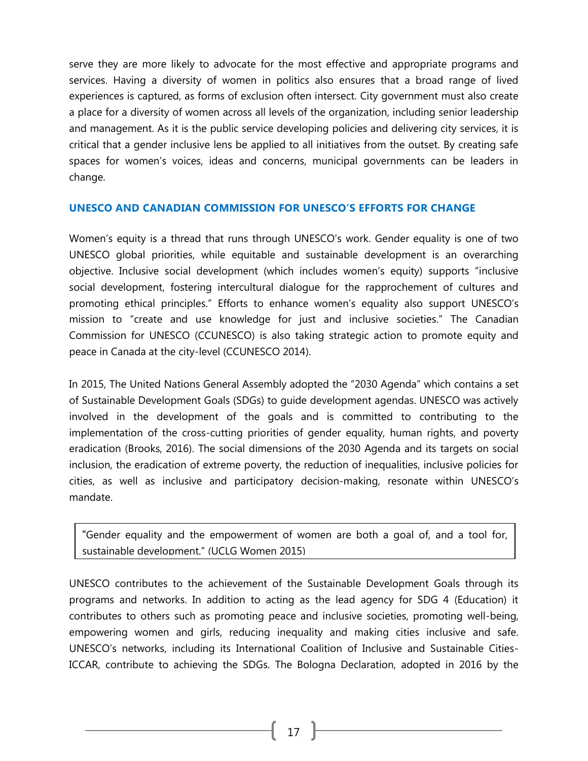serve they are more likely to advocate for the most effective and appropriate programs and services. Having a diversity of women in politics also ensures that a broad range of lived experiences is captured, as forms of exclusion often intersect. City government must also create a place for a diversity of women across all levels of the organization, including senior leadership and management. As it is the public service developing policies and delivering city services, it is critical that a gender inclusive lens be applied to all initiatives from the outset. By creating safe spaces for women's voices, ideas and concerns, municipal governments can be leaders in change.

### UNESCO AND CANADIAN COMMISSION FOR UNESCO'S EFFORTS FOR CHANGE

Women's equity is a thread that runs through UNESCO's work. Gender equality is one of two UNESCO global priorities, while equitable and sustainable development is an overarching objective. Inclusive social development (which includes women's equity) supports "inclusive social development, fostering intercultural dialogue for the rapprochement of cultures and promoting ethical principles." Efforts to enhance women's equality also support UNESCO's mission to "create and use knowledge for just and inclusive societies." The Canadian Commission for UNESCO (CCUNESCO) is also taking strategic action to promote equity and peace in Canada at the city-level (CCUNESCO 2014).

In 2015, The United Nations General Assembly adopted the "2030 Agenda" which contains a set of Sustainable Development Goals (SDGs) to guide development agendas. UNESCO was actively involved in the development of the goals and is committed to contributing to the implementation of the cross-cutting priorities of gender equality, human rights, and poverty eradication (Brooks, 2016). The social dimensions of the 2030 Agenda and its targets on social inclusion, the eradication of extreme poverty, the reduction of inequalities, inclusive policies for cities, as well as inclusive and participatory decision-making, resonate within UNESCO's mandate.

> "Gender equality and the empowerment of women are both a goal of, and a tool for, sustainable development." (UCLG Women 2015)

UNESCO contributes to the achievement of the Sustainable Development Goals through its programs and networks. In addition to acting as the lead agency for SDG 4 (Education) it contributes to others such as promoting peace and inclusive societies, promoting well-being, empowering women and girls, reducing inequality and making cities inclusive and safe. UNESCO's networks, including its International Coalition of Inclusive and Sustainable Cities-ICCAR, contribute to achieving the SDGs. The Bologna Declaration, adopted in 2016 by the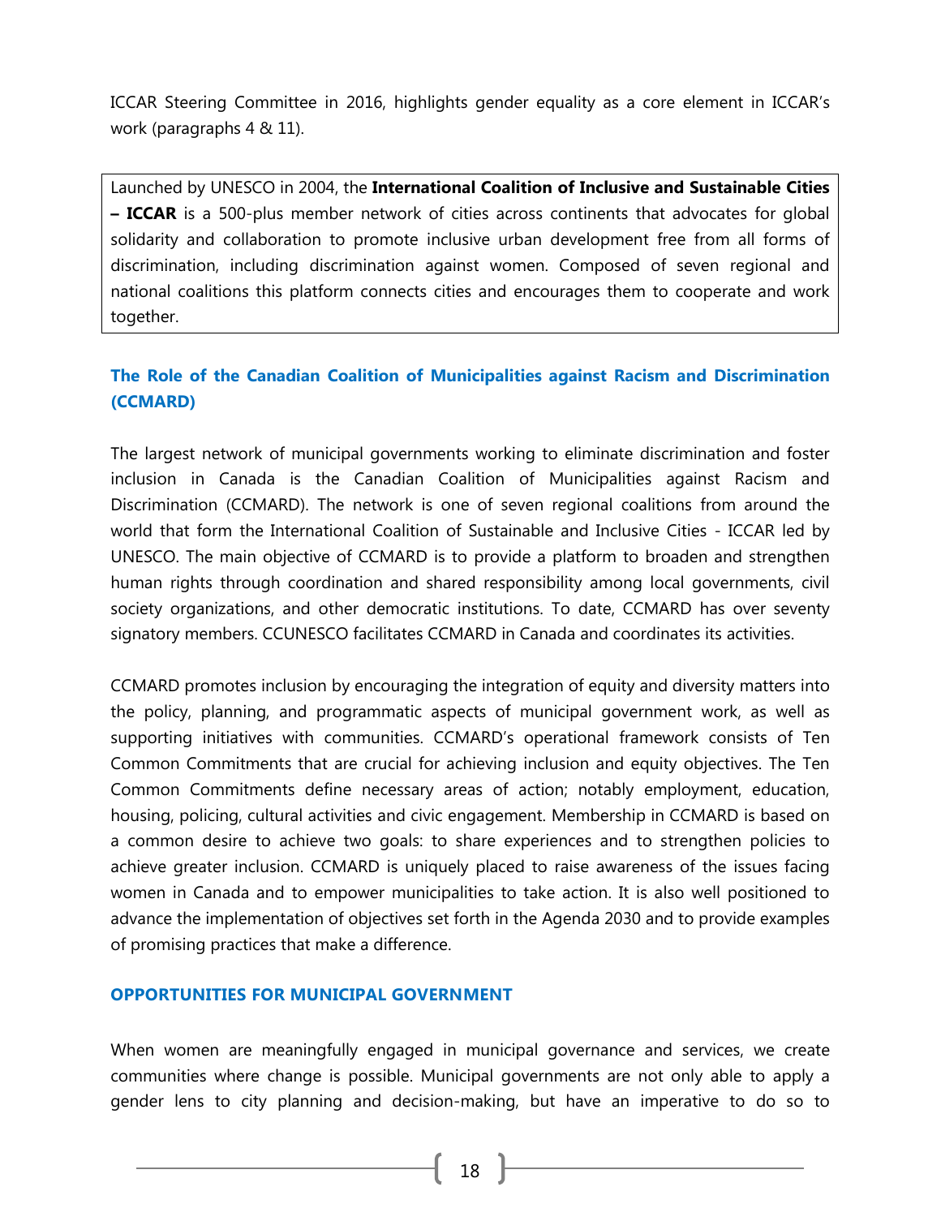ICCAR Steering Committee in 2016, highlights gender equality as a core element in ICCAR's work (paragraphs 4 & 11).

> Launched by UNESCO in 2004, the **International Coalition of Inclusive and Sustainable Cities – ICCAR** is a 500-plus member network of cities across continents that advocates for global solidarity and collaboration to promote inclusive urban development free from all forms of discrimination, including discrimination against women. Composed of seven regional and national coalitions this platform connects cities and encourages them to cooperate and work together.

### The Role of the Canadian Coalition of Municipalities against Racism and Discrimination (CCMARD)

The largest network of municipal governments working to eliminate discrimination and foster inclusion in Canada is the Canadian Coalition of Municipalities against Racism and Discrimination (CCMARD). The network is one of seven regional coalitions from around the world that form the International Coalition of Sustainable and Inclusive Cities - ICCAR led by UNESCO. The main objective of CCMARD is to provide a platform to broaden and strengthen human rights through coordination and shared responsibility among local governments, civil society organizations, and other democratic institutions. To date, CCMARD has over seventy signatory members. CCUNESCO facilitates CCMARD in Canada and coordinates its activities.

CCMARD promotes inclusion by encouraging the integration of equity and diversity matters into the policy, planning, and programmatic aspects of municipal government work, as well as supporting initiatives with communities. CCMARD's operational framework consists of Ten Common Commitments that are crucial for achieving inclusion and equity objectives. The Ten Common Commitments define necessary areas of action; notably employment, education, housing, policing, cultural activities and civic engagement. Membership in CCMARD is based on a common desire to achieve two goals: to share experiences and to strengthen policies to achieve greater inclusion. CCMARD is uniquely placed to raise awareness of the issues facing women in Canada and to empower municipalities to take action. It is also well positioned to advance the implementation of objectives set forth in the Agenda 2030 and to provide examples of promising practices that make a difference.

## OPPORTUNITIES FOR MUNICIPAL GOVERNMENT

When women are meaningfully engaged in municipal governance and services, we create communities where change is possible. Municipal governments are not only able to apply a gender lens to city planning and decision-making, but have an imperative to do so to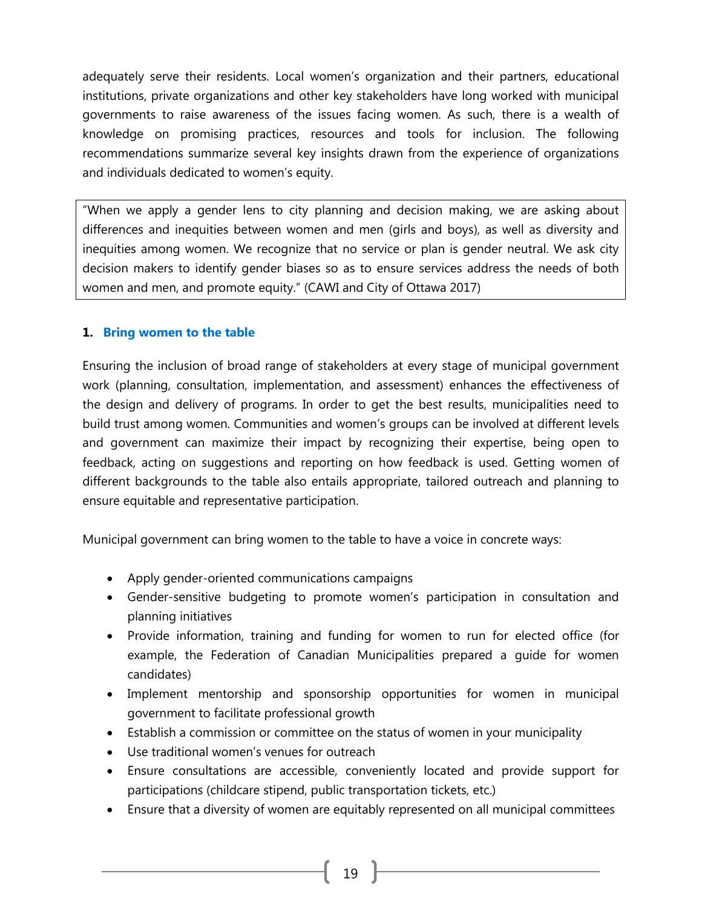adequately serve their residents. Local women's organization and their partners, educational institutions, private organizations and other key stakeholders have long worked with municipal governments to raise awareness of the issues facing women. As such, there is a wealth of knowledge on promising practices, resources and tools for inclusion. The following recommendations summarize several key insights drawn from the experience of organizations and individuals dedicated to women's equity.

> "When we apply a gender lens to city planning and decision making, we are asking about differences and inequities between women and men (girls and boys), as well as diversity and inequities among women. We recognize that no service or plan is gender neutral. We ask city decision makers to identify gender biases so as to ensure services address the needs of both women and men, and promote equity." (CAWI and City of Ottawa 2017)

### 1. Bring women to the table

Ensuring the inclusion of broad range of stakeholders at every stage of municipal government work (planning, consultation, implementation, and assessment) enhances the effectiveness of the design and delivery of programs. In order to get the best results, municipalities need to build trust among women. Communities and women's groups can be involved at different levels and government can maximize their impact by recognizing their expertise, being open to feedback, acting on suggestions and reporting on how feedback is used. Getting women of different backgrounds to the table also entails appropriate, tailored outreach and planning to ensure equitable and representative participation.

Municipal government can bring women to the table to have a voice in concrete ways:

- Apply gender-oriented communications campaigns
- Gender-sensitive budgeting to promote women's participation in consultation and planning initiatives
- Provide information, training and funding for women to run for elected office (for example, the Federation of Canadian Municipalities prepared a guide for women candidates)
- Implement mentorship and sponsorship opportunities for women in municipal government to facilitate professional growth
- Establish a commission or committee on the status of women in your municipality
- Use traditional women's venues for outreach
- Ensure consultations are accessible, conveniently located and provide support for participations (childcare stipend, public transportation tickets, etc.)
- Ensure that a diversity of women are equitably represented on all municipal committees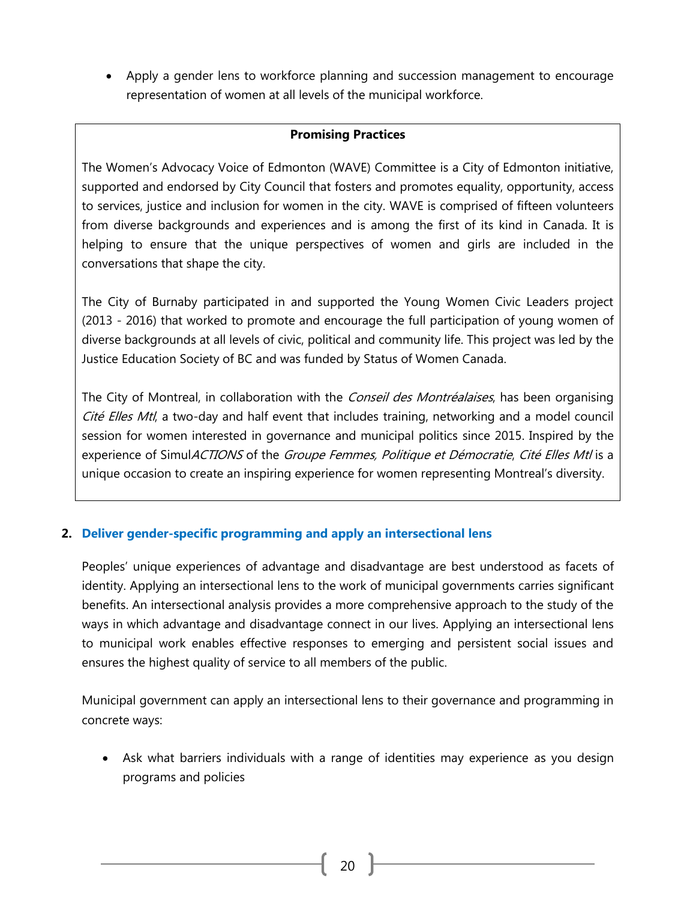- Apply a gender lens to workforce planning and succession management to encourage representation of women at all levels of the municipal workforce.

**Promising Practices**

The Women's Advocacy Voice of Edmonton (WAVE) Committee is a City of Edmonton initiative, supported and endorsed by City Council that fosters and promotes equality, opportunity, access to services, justice and inclusion for women in the city. WAVE is comprised of fifteen volunteers from diverse backgrounds and experiences and is among the first of its kind in Canada. It is helping to ensure that the unique perspectives of women and girls are included in the conversations that shape the city.

The City of Burnaby participated in and supported the Young Women Civic Leaders project (2013 - 2016) that worked to promote and encourage the full participation of young women of diverse backgrounds at all levels of civic, political and community life. This project was led by the Justice Education Society of BC and was funded by Status of Women Canada.

The City of Montreal, in collaboration with the *Conseil des Montréalaises*, has been organising *Cité Elles Mtl*, a two-day and half event that includes training, networking and a model council session for women interested in governance and municipal politics since 2015. Inspired by the experience of Simul*ACTIONS* of the *Groupe Femmes, Politique et Démocratie*, *Cité Elles Mtl* is a unique occasion to create an inspiring experience for women representing Montreal's diversity.

## 2. Deliver gender-specific programming and apply an intersectional lens

Peoples' unique experiences of advantage and disadvantage are best understood as facets of identity. Applying an intersectional lens to the work of municipal governments carries significant benefits. An intersectional analysis provides a more comprehensive approach to the study of the ways in which advantage and disadvantage connect in our lives. Applying an intersectional lens to municipal work enables effective responses to emerging and persistent social issues and ensures the highest quality of service to all members of the public.

Municipal government can apply an intersectional lens to their governance and programming in concrete ways:

- Ask what barriers individuals with a range of identities may experience as you design programs and policies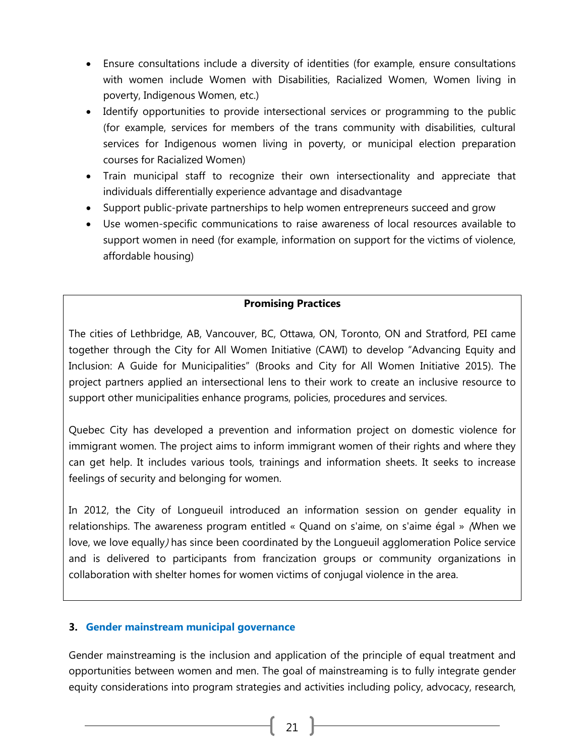- Ensure consultations include a diversity of identities (for example, ensure consultations with women include Women with Disabilities, Racialized Women, Women living in poverty, Indigenous Women, etc.)
- Identify opportunities to provide intersectional services or programming to the public (for example, services for members of the trans community with disabilities, cultural services for Indigenous women living in poverty, or municipal election preparation courses for Racialized Women)
- Train municipal staff to recognize their own intersectionality and appreciate that individuals differentially experience advantage and disadvantage
- Support public-private partnerships to help women entrepreneurs succeed and grow
- Use women-specific communications to raise awareness of local resources available to support women in need (for example, information on support for the victims of violence, affordable housing)

**Promising Practices**

The cities of Lethbridge, AB, Vancouver, BC, Ottawa, ON, Toronto, ON and Stratford, PEI came together through the City for All Women Initiative (CAWI) to develop "Advancing Equity and Inclusion: A Guide for Municipalities" (Brooks and City for All Women Initiative 2015). The project partners applied an intersectional lens to their work to create an inclusive resource to support other municipalities enhance programs, policies, procedures and services.

Quebec City has developed a prevention and information project on domestic violence for immigrant women. The project aims to inform immigrant women of their rights and where they can get help. It includes various tools, trainings and information sheets. It seeks to increase feelings of security and belonging for women.

In 2012, the City of Longueuil introduced an information session on gender equality in relationships. The awareness program entitled « Quand on s'aime, on s'aime égal » *(When we love, we love equally)* has since been coordinated by the Longueuil agglomeration Police service and is delivered to participants from francization groups or community organizations in collaboration with shelter homes for women victims of conjugal violence in the area.

### 3. Gender mainstream municipal governance

Gender mainstreaming is the inclusion and application of the principle of equal treatment and opportunities between women and men. The goal of mainstreaming is to fully integrate gender equity considerations into program strategies and activities including policy, advocacy, research,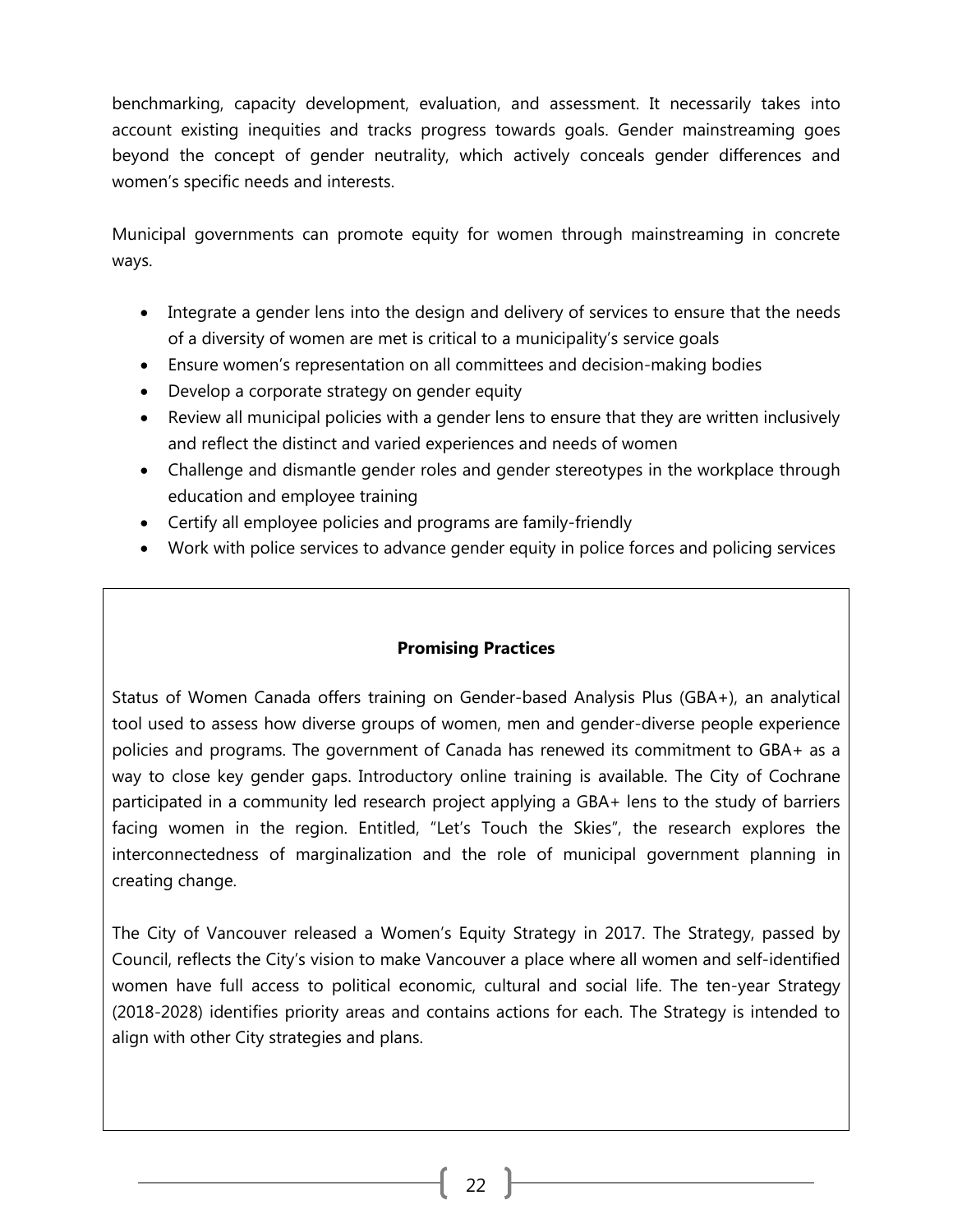benchmarking, capacity development, evaluation, and assessment. It necessarily takes into account existing inequities and tracks progress towards goals. Gender mainstreaming goes beyond the concept of gender neutrality, which actively conceals gender differences and women's specific needs and interests.

Municipal governments can promote equity for women through mainstreaming in concrete ways.

- Integrate a gender lens into the design and delivery of services to ensure that the needs of a diversity of women are met is critical to a municipality's service goals
- Ensure women's representation on all committees and decision-making bodies
- Develop a corporate strategy on gender equity
- Review all municipal policies with a gender lens to ensure that they are written inclusively and reflect the distinct and varied experiences and needs of women
- Challenge and dismantle gender roles and gender stereotypes in the workplace through education and employee training
- Certify all employee policies and programs are family-friendly
- Work with police services to advance gender equity in police forces and policing services

**Promising Practices**

Status of Women Canada offers training on Gender-based Analysis Plus (GBA+), an analytical tool used to assess how diverse groups of women, men and gender-diverse people experience policies and programs. The government of Canada has renewed its commitment to GBA+ as a way to close key gender gaps. Introductory online training is available. The City of Cochrane participated in a community led research project applying a GBA+ lens to the study of barriers facing women in the region. Entitled, "Let's Touch the Skies", the research explores the interconnectedness of marginalization and the role of municipal government planning in creating change.

The City of Vancouver released a Women's Equity Strategy in 2017. The Strategy, passed by Council, reflects the City's vision to make Vancouver a place where all women and self-identified women have full access to political economic, cultural and social life. The ten-year Strategy (2018-2028) identifies priority areas and contains actions for each. The Strategy is intended to align with other City strategies and plans.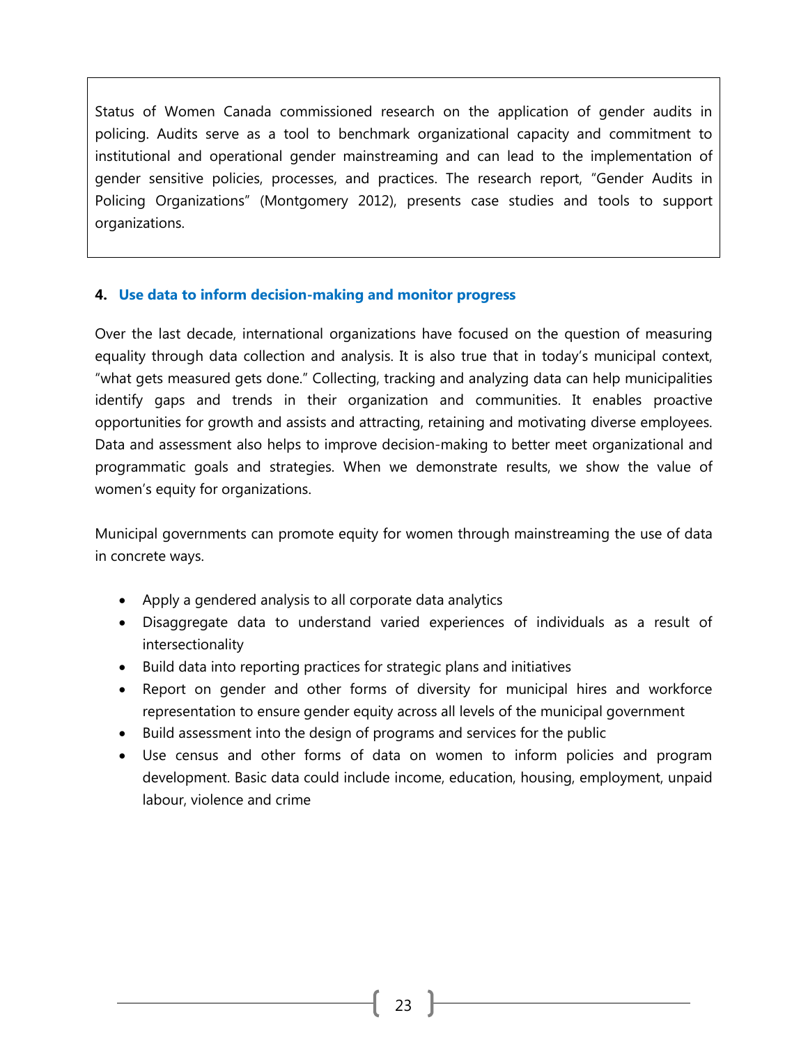Status of Women Canada commissioned research on the application of gender audits in policing. Audits serve as a tool to benchmark organizational capacity and commitment to institutional and operational gender mainstreaming and can lead to the implementation of gender sensitive policies, processes, and practices. The research report, "Gender Audits in Policing Organizations" (Montgomery 2012), presents case studies and tools to support organizations.

### 4. Use data to inform decision-making and monitor progress

Over the last decade, international organizations have focused on the question of measuring equality through data collection and analysis. It is also true that in today's municipal context, "what gets measured gets done." Collecting, tracking and analyzing data can help municipalities identify gaps and trends in their organization and communities. It enables proactive opportunities for growth and assists and attracting, retaining and motivating diverse employees. Data and assessment also helps to improve decision-making to better meet organizational and programmatic goals and strategies. When we demonstrate results, we show the value of women's equity for organizations.

Municipal governments can promote equity for women through mainstreaming the use of data in concrete ways.

- Apply a gendered analysis to all corporate data analytics
- Disaggregate data to understand varied experiences of individuals as a result of intersectionality
- Build data into reporting practices for strategic plans and initiatives
- Report on gender and other forms of diversity for municipal hires and workforce representation to ensure gender equity across all levels of the municipal government
- Build assessment into the design of programs and services for the public
- Use census and other forms of data on women to inform policies and program development. Basic data could include income, education, housing, employment, unpaid labour, violence and crime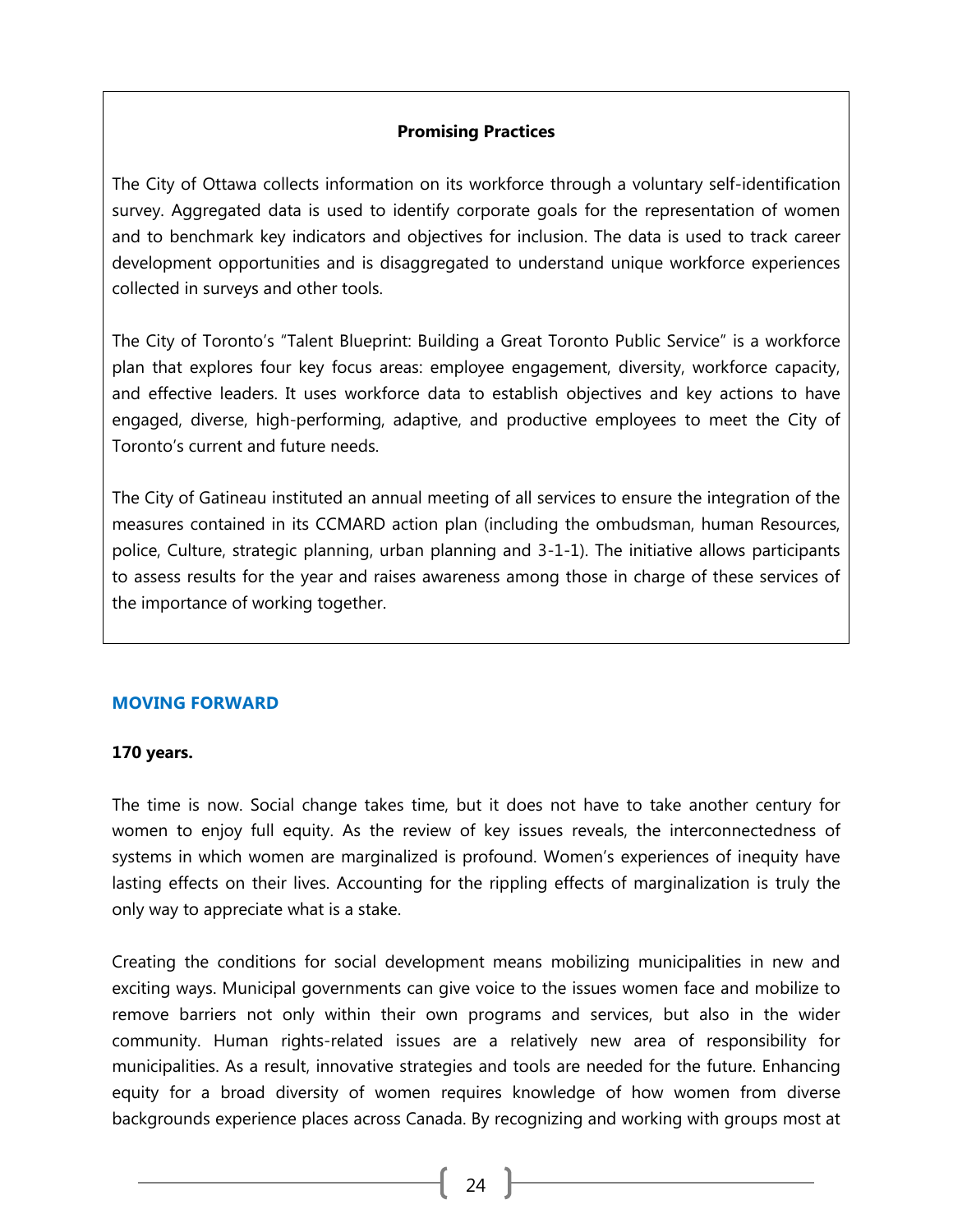**Promising Practices**

The City of Ottawa collects information on its workforce through a voluntary self-identification survey. Aggregated data is used to identify corporate goals for the representation of women and to benchmark key indicators and objectives for inclusion. The data is used to track career development opportunities and is disaggregated to understand unique workforce experiences collected in surveys and other tools.

The City of Toronto's "Talent Blueprint: Building a Great Toronto Public Service" is a workforce plan that explores four key focus areas: employee engagement, diversity, workforce capacity, and effective leaders. It uses workforce data to establish objectives and key actions to have engaged, diverse, high-performing, adaptive, and productive employees to meet the City of Toronto's current and future needs.

The City of Gatineau instituted an annual meeting of all services to ensure the integration of the measures contained in its CCMARD action plan (including the ombudsman, human Resources, police, Culture, strategic planning, urban planning and 3-1-1). The initiative allows participants to assess results for the year and raises awareness among those in charge of these services of the importance of working together.

## MOVING FORWARD

**170 years.**

The time is now. Social change takes time, but it does not have to take another century for women to enjoy full equity. As the review of key issues reveals, the interconnectedness of systems in which women are marginalized is profound. Women's experiences of inequity have lasting effects on their lives. Accounting for the rippling effects of marginalization is truly the only way to appreciate what is a stake.

Creating the conditions for social development means mobilizing municipalities in new and exciting ways. Municipal governments can give voice to the issues women face and mobilize to remove barriers not only within their own programs and services, but also in the wider community. Human rights-related issues are a relatively new area of responsibility for municipalities. As a result, innovative strategies and tools are needed for the future. Enhancing equity for a broad diversity of women requires knowledge of how women from diverse backgrounds experience places across Canada. By recognizing and working with groups most at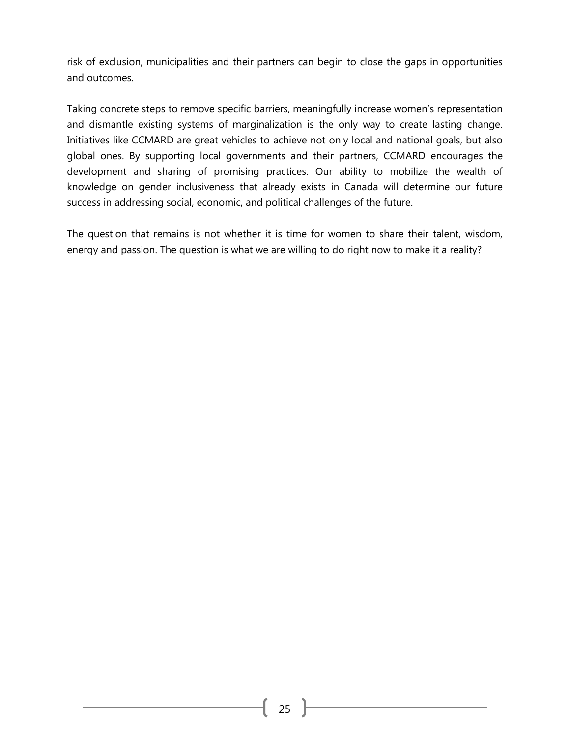risk of exclusion, municipalities and their partners can begin to close the gaps in opportunities and outcomes.

Taking concrete steps to remove specific barriers, meaningfully increase women's representation and dismantle existing systems of marginalization is the only way to create lasting change. Initiatives like CCMARD are great vehicles to achieve not only local and national goals, but also global ones. By supporting local governments and their partners, CCMARD encourages the development and sharing of promising practices. Our ability to mobilize the wealth of knowledge on gender inclusiveness that already exists in Canada will determine our future success in addressing social, economic, and political challenges of the future.

The question that remains is not whether it is time for women to share their talent, wisdom, energy and passion. The question is what we are willing to do right now to make it a reality?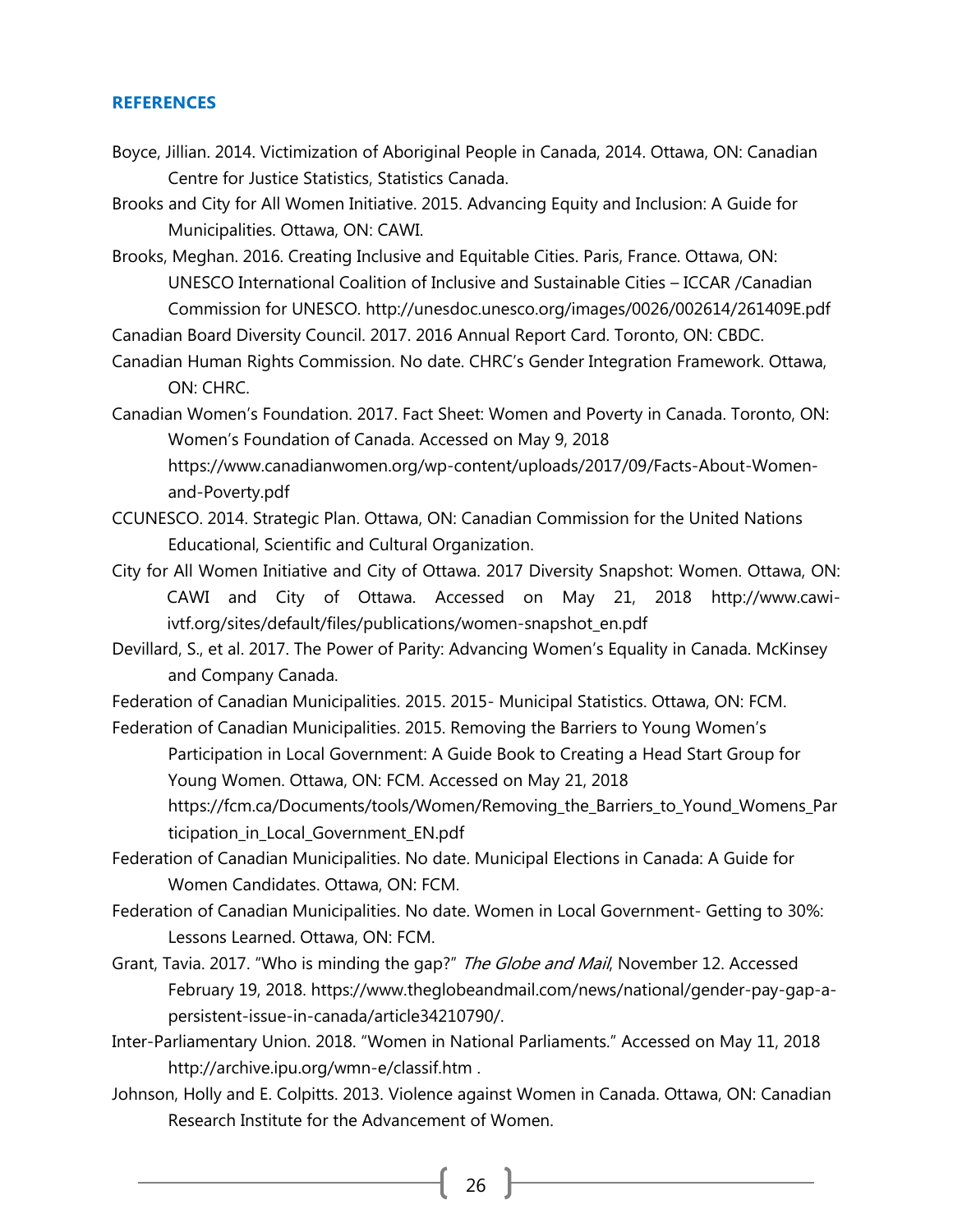## REFERENCES

Boyce, Jillian. 2014. Victimization of Aboriginal People in Canada, 2014. Ottawa, ON: Canadian Centre for Justice Statistics, Statistics Canada.

Brooks and City for All Women Initiative. 2015. Advancing Equity and Inclusion: A Guide for Municipalities. Ottawa, ON: CAWI.

Brooks, Meghan. 2016. Creating Inclusive and Equitable Cities. Paris, France. Ottawa, ON: UNESCO International Coalition of Inclusive and Sustainable Cities – ICCAR /Canadian Commission for UNESCO. http://unesdoc.unesco.org/images/0026/002614/261409E.pdf

Canadian Board Diversity Council. 2017. 2016 Annual Report Card. Toronto, ON: CBDC.

Canadian Human Rights Commission. No date. CHRC's Gender Integration Framework. Ottawa, ON: CHRC.

Canadian Women's Foundation. 2017. Fact Sheet: Women and Poverty in Canada. Toronto, ON: Women's Foundation of Canada. Accessed on May 9, 2018 https://www.canadianwomen.org/wp-content/uploads/2017/09/Facts-About-Women-and-Poverty.pdf

CCUNESCO. 2014. Strategic Plan. Ottawa, ON: Canadian Commission for the United Nations Educational, Scientific and Cultural Organization.

City for All Women Initiative and City of Ottawa. 2017 Diversity Snapshot: Women. Ottawa, ON: CAWI and City of Ottawa. Accessed on May 21, 2018 http://www.cawi-ivtf.org/sites/default/files/publications/women-snapshot_en.pdf

Devillard, S., et al. 2017. The Power of Parity: Advancing Women's Equality in Canada. McKinsey and Company Canada.

Federation of Canadian Municipalities. 2015. 2015- Municipal Statistics. Ottawa, ON: FCM.

Federation of Canadian Municipalities. 2015. Removing the Barriers to Young Women's Participation in Local Government: A Guide Book to Creating a Head Start Group for Young Women. Ottawa, ON: FCM. Accessed on May 21, 2018 https://fcm.ca/Documents/tools/Women/Removing_the_Barriers_to_Yound_Womens_Participation_in_Local_Government_EN.pdf

Federation of Canadian Municipalities. No date. Municipal Elections in Canada: A Guide for Women Candidates. Ottawa, ON: FCM.

Federation of Canadian Municipalities. No date. Women in Local Government- Getting to 30%: Lessons Learned. Ottawa, ON: FCM.

Grant, Tavia. 2017. "Who is minding the gap?" *The Globe and Mail*, November 12. Accessed February 19, 2018. https://www.theglobeandmail.com/news/national/gender-pay-gap-a-persistent-issue-in-canada/article34210790/.

Inter-Parliamentary Union. 2018. "Women in National Parliaments." Accessed on May 11, 2018 http://archive.ipu.org/wmn-e/classif.htm .

Johnson, Holly and E. Colpitts. 2013. Violence against Women in Canada. Ottawa, ON: Canadian Research Institute for the Advancement of Women.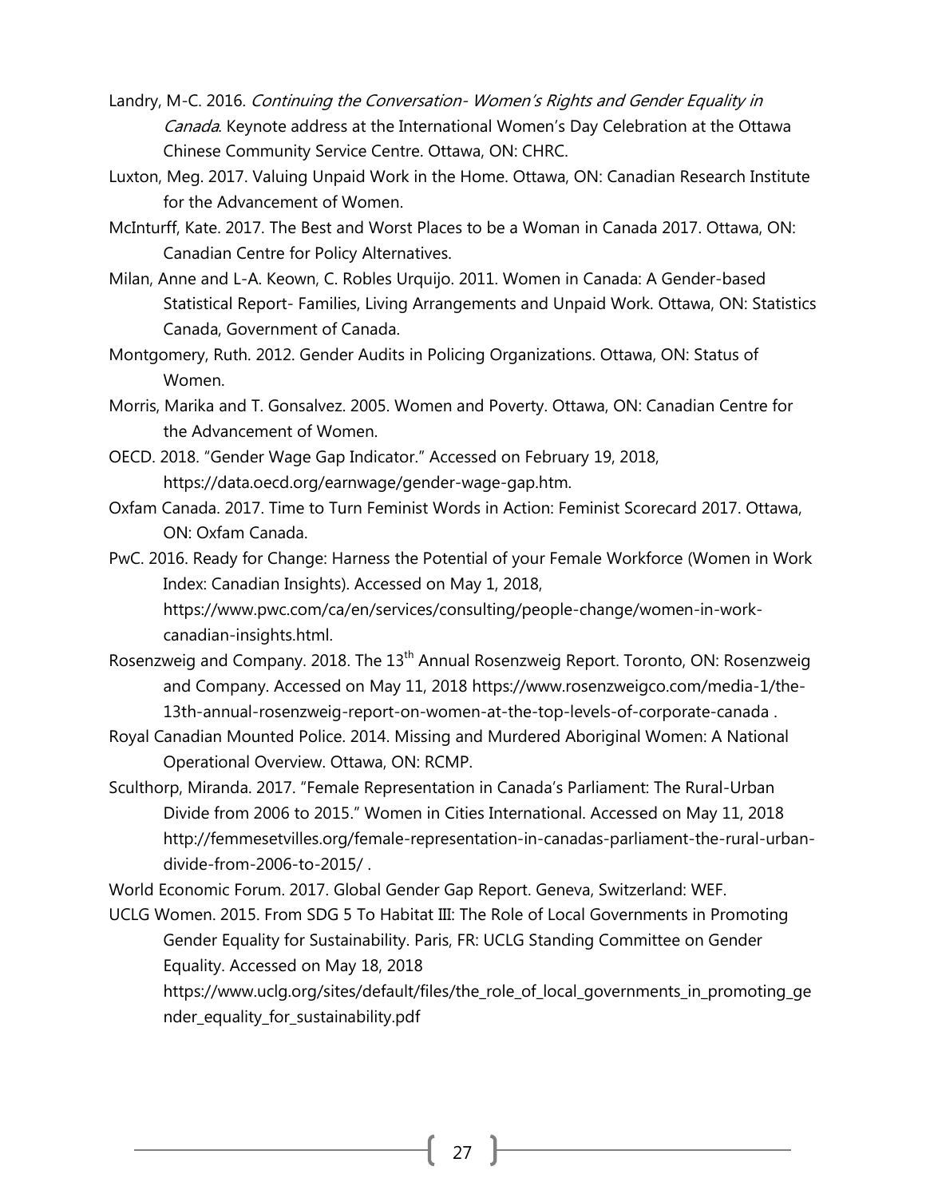Landry, M-C. 2016. *Continuing the Conversation- Women's Rights and Gender Equality in Canada*. Keynote address at the International Women's Day Celebration at the Ottawa Chinese Community Service Centre. Ottawa, ON: CHRC.

Luxton, Meg. 2017. Valuing Unpaid Work in the Home. Ottawa, ON: Canadian Research Institute for the Advancement of Women.

McInturff, Kate. 2017. The Best and Worst Places to be a Woman in Canada 2017. Ottawa, ON: Canadian Centre for Policy Alternatives.

Milan, Anne and L-A. Keown, C. Robles Urquijo. 2011. Women in Canada: A Gender-based Statistical Report- Families, Living Arrangements and Unpaid Work. Ottawa, ON: Statistics Canada, Government of Canada.

Montgomery, Ruth. 2012. Gender Audits in Policing Organizations. Ottawa, ON: Status of Women.

Morris, Marika and T. Gonsalvez. 2005. Women and Poverty. Ottawa, ON: Canadian Centre for the Advancement of Women.

OECD. 2018. "Gender Wage Gap Indicator." Accessed on February 19, 2018, https://data.oecd.org/earnwage/gender-wage-gap.htm.

Oxfam Canada. 2017. Time to Turn Feminist Words in Action: Feminist Scorecard 2017. Ottawa, ON: Oxfam Canada.

PwC. 2016. Ready for Change: Harness the Potential of your Female Workforce (Women in Work Index: Canadian Insights). Accessed on May 1, 2018, https://www.pwc.com/ca/en/services/consulting/people-change/women-in-work-canadian-insights.html.

Rosenzweig and Company. 2018. The 13th Annual Rosenzweig Report. Toronto, ON: Rosenzweig and Company. Accessed on May 11, 2018 https://www.rosenzweigco.com/media-1/the-13th-annual-rosenzweig-report-on-women-at-the-top-levels-of-corporate-canada .

Royal Canadian Mounted Police. 2014. Missing and Murdered Aboriginal Women: A National Operational Overview. Ottawa, ON: RCMP.

Sculthorp, Miranda. 2017. "Female Representation in Canada's Parliament: The Rural-Urban Divide from 2006 to 2015." Women in Cities International. Accessed on May 11, 2018 http://femmesetvilles.org/female-representation-in-canadas-parliament-the-rural-urban-divide-from-2006-to-2015/ .

World Economic Forum. 2017. Global Gender Gap Report. Geneva, Switzerland: WEF.

UCLG Women. 2015. From SDG 5 To Habitat III: The Role of Local Governments in Promoting Gender Equality for Sustainability. Paris, FR: UCLG Standing Committee on Gender Equality. Accessed on May 18, 2018 https://www.uclg.org/sites/default/files/the_role_of_local_governments_in_promoting_gender_equality_for_sustainability.pdf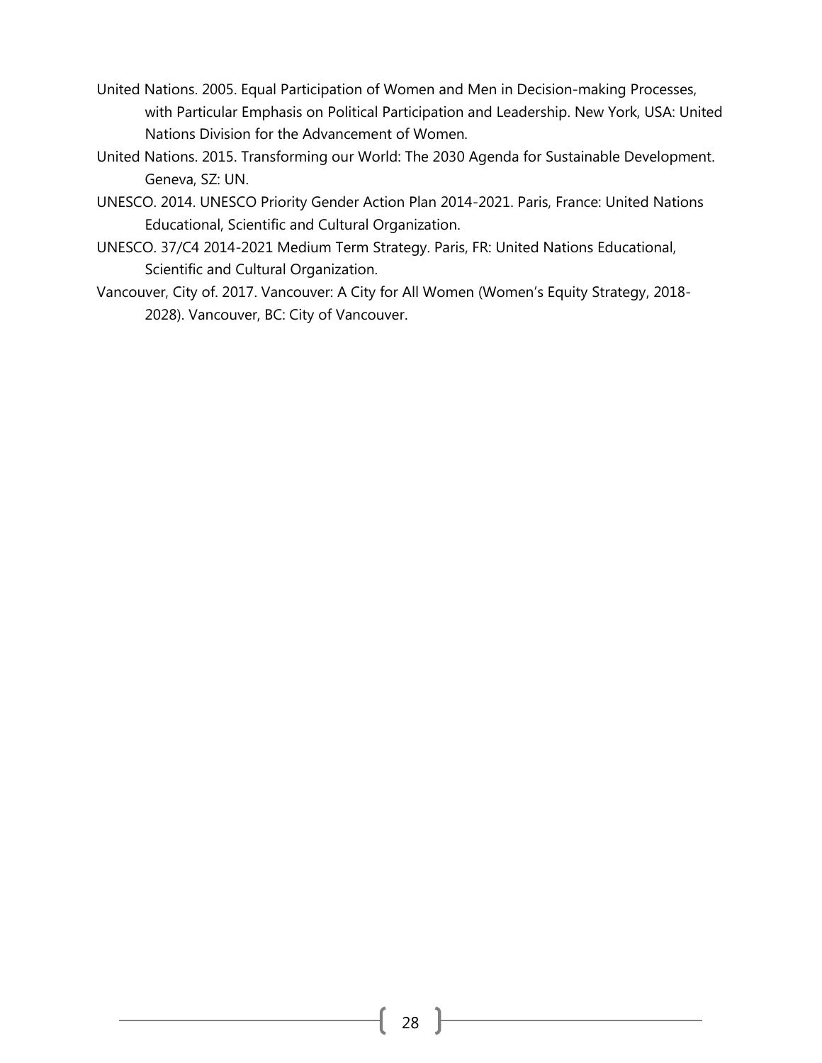United Nations. 2005. Equal Participation of Women and Men in Decision-making Processes, with Particular Emphasis on Political Participation and Leadership. New York, USA: United Nations Division for the Advancement of Women.

United Nations. 2015. Transforming our World: The 2030 Agenda for Sustainable Development. Geneva, SZ: UN.

UNESCO. 2014. UNESCO Priority Gender Action Plan 2014-2021. Paris, France: United Nations Educational, Scientific and Cultural Organization.

UNESCO. 37/C4 2014-2021 Medium Term Strategy. Paris, FR: United Nations Educational, Scientific and Cultural Organization.

Vancouver, City of. 2017. Vancouver: A City for All Women (Women's Equity Strategy, 2018-2028). Vancouver, BC: City of Vancouver.